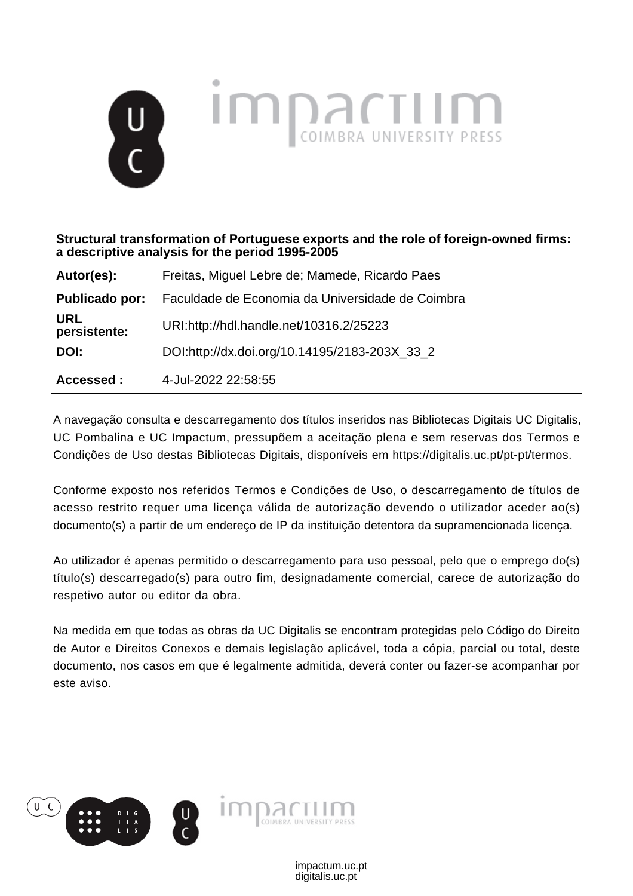**Structural transformation of Portuguese exports and the role of foreign-owned firms: a descriptive analysis for the period 1995-2005**

| | |
|---|---|
| **Autor(es):** | Freitas, Miguel Lebre de; Mamede, Ricardo Paes |
| **Publicado por:** | Faculdade de Economia da Universidade de Coimbra |
| **URL persistente:** | URI:http://hdl.handle.net/10316.2/25223 |
| **DOI:** | DOI:http://dx.doi.org/10.14195/2183-203X_33_2 |
| **Accessed :** | 4-Jul-2022 22:58:55 |

A navegação consulta e descarregamento dos títulos inseridos nas Bibliotecas Digitais UC Digitalis, UC Pombalina e UC Impactum, pressupõem a aceitação plena e sem reservas dos Termos e Condições de Uso destas Bibliotecas Digitais, disponíveis em https://digitalis.uc.pt/pt-pt/termos.

Conforme exposto nos referidos Termos e Condições de Uso, o descarregamento de títulos de acesso restrito requer uma licença válida de autorização devendo o utilizador aceder ao(s) documento(s) a partir de um endereço de IP da instituição detentora da supramencionada licença.

Ao utilizador é apenas permitido o descarregamento para uso pessoal, pelo que o emprego do(s) título(s) descarregado(s) para outro fim, designadamente comercial, carece de autorização do respetivo autor ou editor da obra.

Na medida em que todas as obras da UC Digitalis se encontram protegidas pelo Código do Direito de Autor e Direitos Conexos e demais legislação aplicável, toda a cópia, parcial ou total, deste documento, nos casos em que é legalmente admitida, deverá conter ou fazer-se acompanhar por este aviso.

impactum.uc.pt
digitalis.uc.pt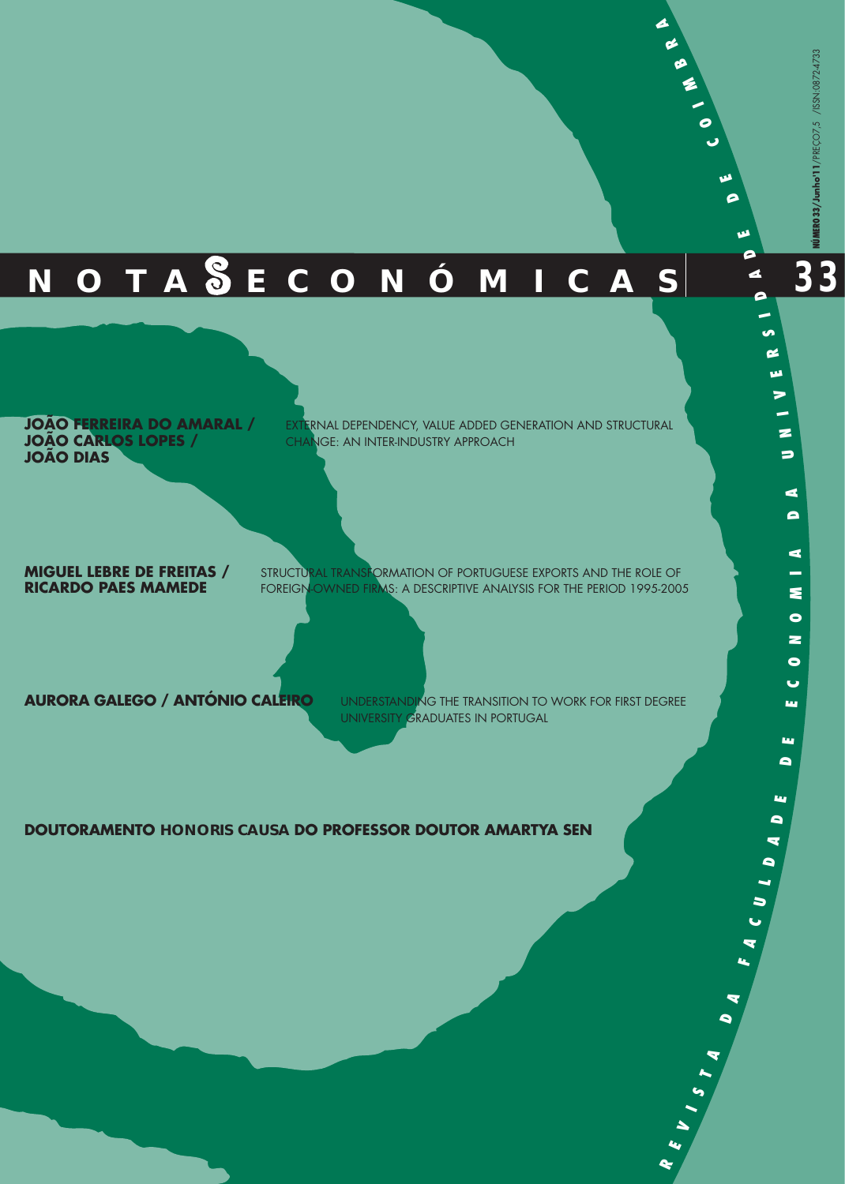# NOTAS ECONÓMICAS

**33**

NÚMERO 33/Junho'11/PREÇO7,5 /ISSN:0872-4733

REVISTA DA FACULDADE DE ECONOMIA DA UNIVERSIDADE DE COIMBRA

**JOÃO FERREIRA DO AMARAL / JOÃO CARLOS LOPES / JOÃO DIAS**

EXTERNAL DEPENDENCY, VALUE ADDED GENERATION AND STRUCTURAL CHANGE: AN INTER-INDUSTRY APPROACH

**MIGUEL LEBRE DE FREITAS / RICARDO PAES MAMEDE**

STRUCTURAL TRANSFORMATION OF PORTUGUESE EXPORTS AND THE ROLE OF FOREIGN-OWNED FIRMS: A DESCRIPTIVE ANALYSIS FOR THE PERIOD 1995-2005

**AURORA GALEGO / ANTÓNIO CALEIRO**

UNDERSTANDING THE TRANSITION TO WORK FOR FIRST DEGREE UNIVERSITY GRADUATES IN PORTUGAL

**DOUTORAMENTO HONORIS CAUSA DO PROFESSOR DOUTOR AMARTYA SEN**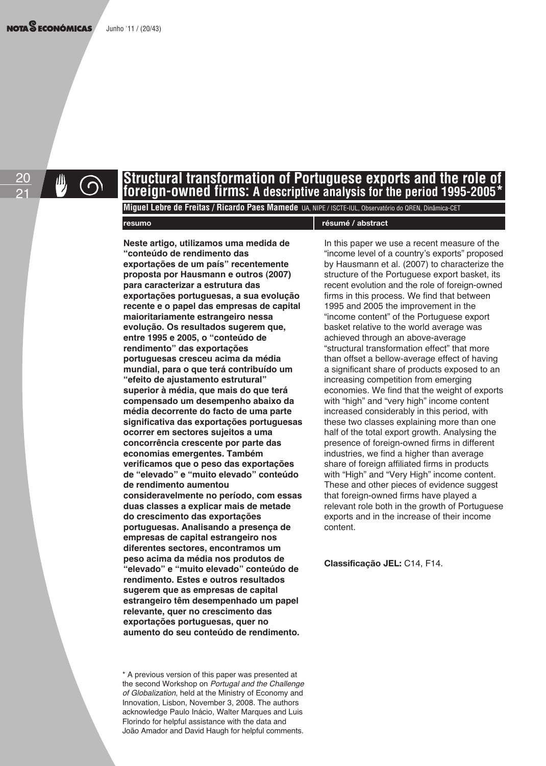# Structural transformation of Portuguese exports and the role of foreign-owned firms: A descriptive analysis for the period 1995-2005*

**Miguel Lebre de Freitas / Ricardo Paes Mamede** UA, NIPE / ISCTE-IUL, Observatório do QREN, Dinâmica-CET

## resumo

**Neste artigo, utilizamos uma medida de "conteúdo de rendimento das exportações de um país" recentemente proposta por Hausmann e outros (2007) para caracterizar a estrutura das exportações portuguesas, a sua evolução recente e o papel das empresas de capital maioritariamente estrangeiro nessa evolução. Os resultados sugerem que, entre 1995 e 2005, o "conteúdo de rendimento" das exportações portuguesas cresceu acima da média mundial, para o que terá contribuído um "efeito de ajustamento estrutural" superior à média, que mais do que terá compensado um desempenho abaixo da média decorrente do facto de uma parte significativa das exportações portuguesas ocorrer em sectores sujeitos a uma concorrência crescente por parte das economias emergentes. Também verificamos que o peso das exportações de "elevado" e "muito elevado" conteúdo de rendimento aumentou consideravelmente no período, com essas duas classes a explicar mais de metade do crescimento das exportações portuguesas. Analisando a presença de empresas de capital estrangeiro nos diferentes sectores, encontramos um peso acima da média nos produtos de "elevado" e "muito elevado" conteúdo de rendimento. Estes e outros resultados sugerem que as empresas de capital estrangeiro têm desempenhado um papel relevante, quer no crescimento das exportações portuguesas, quer no aumento do seu conteúdo de rendimento.**

## résumé / abstract

In this paper we use a recent measure of the "income level of a country's exports" proposed by Hausmann et al. (2007) to characterize the structure of the Portuguese export basket, its recent evolution and the role of foreign-owned firms in this process. We find that between 1995 and 2005 the improvement in the "income content" of the Portuguese export basket relative to the world average was achieved through an above-average "structural transformation effect" that more than offset a bellow-average effect of having a significant share of products exposed to an increasing competition from emerging economies. We find that the weight of exports with "high" and "very high" income content increased considerably in this period, with these two classes explaining more than one half of the total export growth. Analysing the presence of foreign-owned firms in different industries, we find a higher than average share of foreign affiliated firms in products with "High" and "Very High" income content. These and other pieces of evidence suggest that foreign-owned firms have played a relevant role both in the growth of Portuguese exports and in the increase of their income content.

**Classificação JEL:** C14, F14.

\* A previous version of this paper was presented at the second Workshop on *Portugal and the Challenge of Globalization*, held at the Ministry of Economy and Innovation, Lisbon, November 3, 2008. The authors acknowledge Paulo Inácio, Walter Marques and Luis Florindo for helpful assistance with the data and João Amador and David Haugh for helpful comments.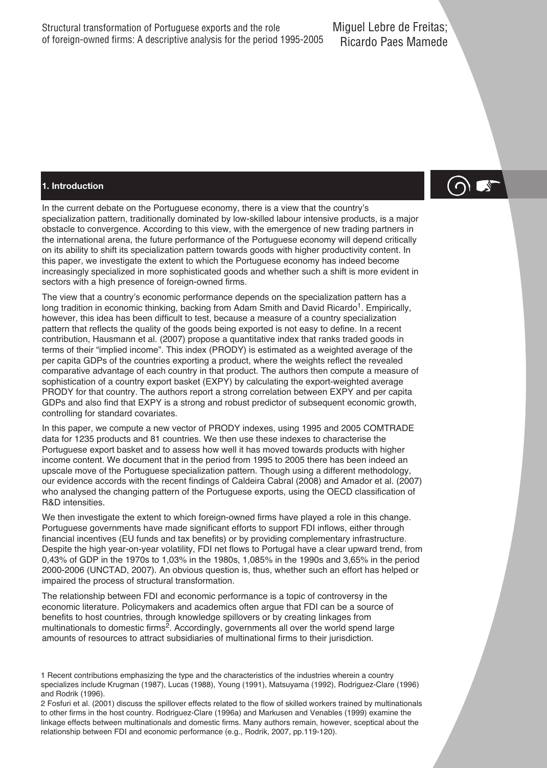## 1. Introduction

In the current debate on the Portuguese economy, there is a view that the country's specialization pattern, traditionally dominated by low-skilled labour intensive products, is a major obstacle to convergence. According to this view, with the emergence of new trading partners in the international arena, the future performance of the Portuguese economy will depend critically on its ability to shift its specialization pattern towards goods with higher productivity content. In this paper, we investigate the extent to which the Portuguese economy has indeed become increasingly specialized in more sophisticated goods and whether such a shift is more evident in sectors with a high presence of foreign-owned firms.

The view that a country's economic performance depends on the specialization pattern has a long tradition in economic thinking, backing from Adam Smith and David Ricardo[1]. Empirically, however, this idea has been difficult to test, because a measure of a country specialization pattern that reflects the quality of the goods being exported is not easy to define. In a recent contribution, Hausmann et al. (2007) propose a quantitative index that ranks traded goods in terms of their "implied income". This index (PRODY) is estimated as a weighted average of the per capita GDPs of the countries exporting a product, where the weights reflect the revealed comparative advantage of each country in that product. The authors then compute a measure of sophistication of a country export basket (EXPY) by calculating the export-weighted average PRODY for that country. The authors report a strong correlation between EXPY and per capita GDPs and also find that EXPY is a strong and robust predictor of subsequent economic growth, controlling for standard covariates.

In this paper, we compute a new vector of PRODY indexes, using 1995 and 2005 COMTRADE data for 1235 products and 81 countries. We then use these indexes to characterise the Portuguese export basket and to assess how well it has moved towards products with higher income content. We document that in the period from 1995 to 2005 there has been indeed an upscale move of the Portuguese specialization pattern. Though using a different methodology, our evidence accords with the recent findings of Caldeira Cabral (2008) and Amador et al. (2007) who analysed the changing pattern of the Portuguese exports, using the OECD classification of R&D intensities.

We then investigate the extent to which foreign-owned firms have played a role in this change. Portuguese governments have made significant efforts to support FDI inflows, either through financial incentives (EU funds and tax benefits) or by providing complementary infrastructure. Despite the high year-on-year volatility, FDI net flows to Portugal have a clear upward trend, from 0,43% of GDP in the 1970s to 1,03% in the 1980s, 1,085% in the 1990s and 3,65% in the period 2000-2006 (UNCTAD, 2007). An obvious question is, thus, whether such an effort has helped or impaired the process of structural transformation.

The relationship between FDI and economic performance is a topic of controversy in the economic literature. Policymakers and academics often argue that FDI can be a source of benefits to host countries, through knowledge spillovers or by creating linkages from multinationals to domestic firms[2]. Accordingly, governments all over the world spend large amounts of resources to attract subsidiaries of multinational firms to their jurisdiction.

1 Recent contributions emphasizing the type and the characteristics of the industries wherein a country specializes include Krugman (1987), Lucas (1988), Young (1991), Matsuyama (1992), Rodriguez-Clare (1996) and Rodrik (1996).

2 Fosfuri et al. (2001) discuss the spillover effects related to the flow of skilled workers trained by multinationals to other firms in the host country. Rodriguez-Clare (1996a) and Markusen and Venables (1999) examine the linkage effects between multinationals and domestic firms. Many authors remain, however, sceptical about the relationship between FDI and economic performance (e.g., Rodrik, 2007, pp.119-120).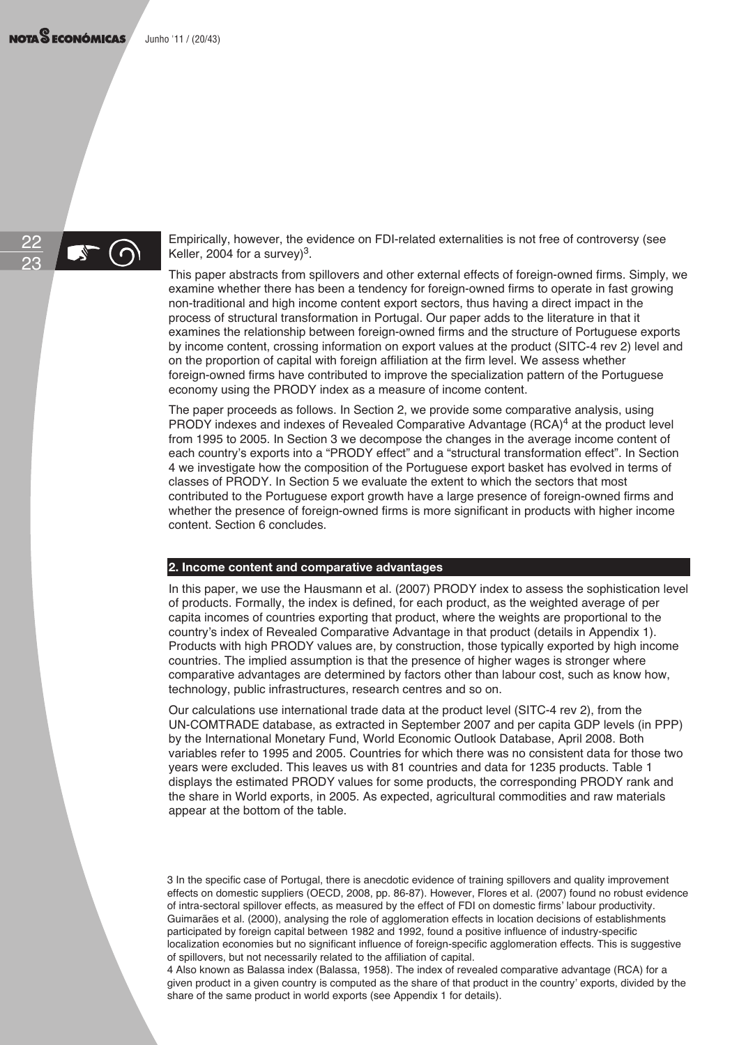Empirically, however, the evidence on FDI-related externalities is not free of controversy (see Keller, 2004 for a survey)[3].

This paper abstracts from spillovers and other external effects of foreign-owned firms. Simply, we examine whether there has been a tendency for foreign-owned firms to operate in fast growing non-traditional and high income content export sectors, thus having a direct impact in the process of structural transformation in Portugal. Our paper adds to the literature in that it examines the relationship between foreign-owned firms and the structure of Portuguese exports by income content, crossing information on export values at the product (SITC-4 rev 2) level and on the proportion of capital with foreign affiliation at the firm level. We assess whether foreign-owned firms have contributed to improve the specialization pattern of the Portuguese economy using the PRODY index as a measure of income content.

The paper proceeds as follows. In Section 2, we provide some comparative analysis, using PRODY indexes and indexes of Revealed Comparative Advantage (RCA)[4] at the product level from 1995 to 2005. In Section 3 we decompose the changes in the average income content of each country's exports into a "PRODY effect" and a "structural transformation effect". In Section 4 we investigate how the composition of the Portuguese export basket has evolved in terms of classes of PRODY. In Section 5 we evaluate the extent to which the sectors that most contributed to the Portuguese export growth have a large presence of foreign-owned firms and whether the presence of foreign-owned firms is more significant in products with higher income content. Section 6 concludes.

## 2. Income content and comparative advantages

In this paper, we use the Hausmann et al. (2007) PRODY index to assess the sophistication level of products. Formally, the index is defined, for each product, as the weighted average of per capita incomes of countries exporting that product, where the weights are proportional to the country's index of Revealed Comparative Advantage in that product (details in Appendix 1). Products with high PRODY values are, by construction, those typically exported by high income countries. The implied assumption is that the presence of higher wages is stronger where comparative advantages are determined by factors other than labour cost, such as know how, technology, public infrastructures, research centres and so on.

Our calculations use international trade data at the product level (SITC-4 rev 2), from the UN-COMTRADE database, as extracted in September 2007 and per capita GDP levels (in PPP) by the International Monetary Fund, World Economic Outlook Database, April 2008. Both variables refer to 1995 and 2005. Countries for which there was no consistent data for those two years were excluded. This leaves us with 81 countries and data for 1235 products. Table 1 displays the estimated PRODY values for some products, the corresponding PRODY rank and the share in World exports, in 2005. As expected, agricultural commodities and raw materials appear at the bottom of the table.

3 In the specific case of Portugal, there is anecdotic evidence of training spillovers and quality improvement effects on domestic suppliers (OECD, 2008, pp. 86-87). However, Flores et al. (2007) found no robust evidence of intra-sectoral spillover effects, as measured by the effect of FDI on domestic firms' labour productivity. Guimarães et al. (2000), analysing the role of agglomeration effects in location decisions of establishments participated by foreign capital between 1982 and 1992, found a positive influence of industry-specific localization economies but no significant influence of foreign-specific agglomeration effects. This is suggestive of spillovers, but not necessarily related to the affiliation of capital.

4 Also known as Balassa index (Balassa, 1958). The index of revealed comparative advantage (RCA) for a given product in a given country is computed as the share of that product in the country' exports, divided by the share of the same product in world exports (see Appendix 1 for details).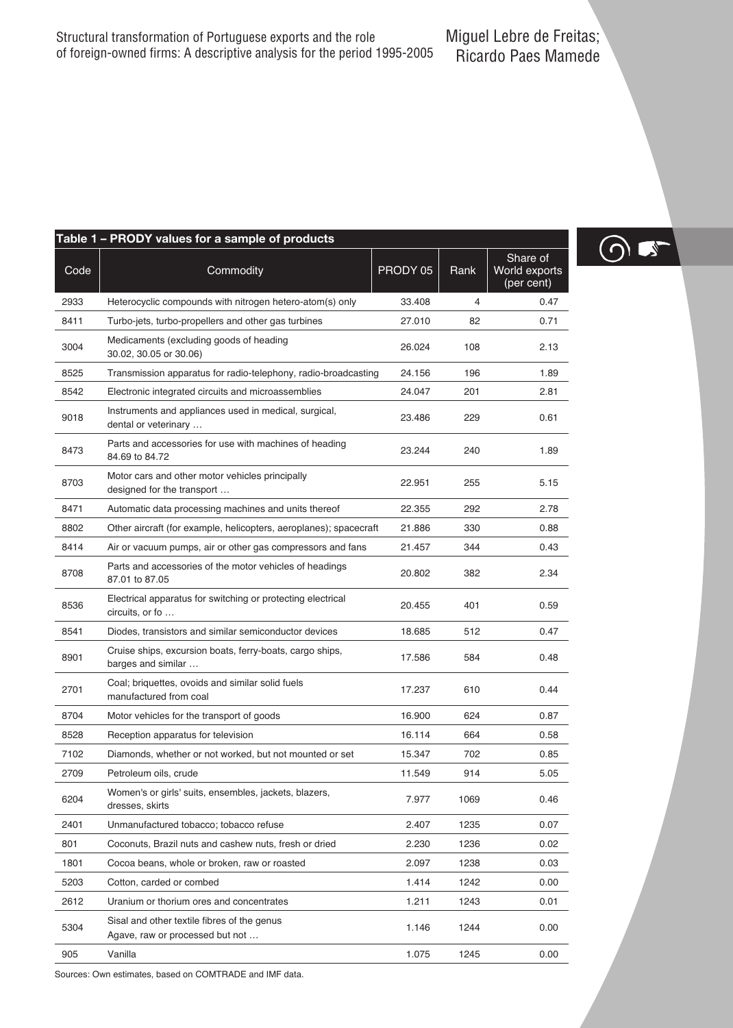**Table 1 – PRODY values for a sample of products**

| Code | Commodity | PRODY 05 | Rank | Share of World exports (per cent) |
|---|---|---|---|---|
| 2933 | Heterocyclic compounds with nitrogen hetero-atom(s) only | 33.408 | 4 | 0.47 |
| 8411 | Turbo-jets, turbo-propellers and other gas turbines | 27.010 | 82 | 0.71 |
| 3004 | Medicaments (excluding goods of heading 30.02, 30.05 or 30.06) | 26.024 | 108 | 2.13 |
| 8525 | Transmission apparatus for radio-telephony, radio-broadcasting | 24.156 | 196 | 1.89 |
| 8542 | Electronic integrated circuits and microassemblies | 24.047 | 201 | 2.81 |
| 9018 | Instruments and appliances used in medical, surgical, dental or veterinary … | 23.486 | 229 | 0.61 |
| 8473 | Parts and accessories for use with machines of heading 84.69 to 84.72 | 23.244 | 240 | 1.89 |
| 8703 | Motor cars and other motor vehicles principally designed for the transport … | 22.951 | 255 | 5.15 |
| 8471 | Automatic data processing machines and units thereof | 22.355 | 292 | 2.78 |
| 8802 | Other aircraft (for example, helicopters, aeroplanes); spacecraft | 21.886 | 330 | 0.88 |
| 8414 | Air or vacuum pumps, air or other gas compressors and fans | 21.457 | 344 | 0.43 |
| 8708 | Parts and accessories of the motor vehicles of headings 87.01 to 87.05 | 20.802 | 382 | 2.34 |
| 8536 | Electrical apparatus for switching or protecting electrical circuits, or fo … | 20.455 | 401 | 0.59 |
| 8541 | Diodes, transistors and similar semiconductor devices | 18.685 | 512 | 0.47 |
| 8901 | Cruise ships, excursion boats, ferry-boats, cargo ships, barges and similar … | 17.586 | 584 | 0.48 |
| 2701 | Coal; briquettes, ovoids and similar solid fuels manufactured from coal | 17.237 | 610 | 0.44 |
| 8704 | Motor vehicles for the transport of goods | 16.900 | 624 | 0.87 |
| 8528 | Reception apparatus for television | 16.114 | 664 | 0.58 |
| 7102 | Diamonds, whether or not worked, but not mounted or set | 15.347 | 702 | 0.85 |
| 2709 | Petroleum oils, crude | 11.549 | 914 | 5.05 |
| 6204 | Women's or girls' suits, ensembles, jackets, blazers, dresses, skirts | 7.977 | 1069 | 0.46 |
| 2401 | Unmanufactured tobacco; tobacco refuse | 2.407 | 1235 | 0.07 |
| 801 | Coconuts, Brazil nuts and cashew nuts, fresh or dried | 2.230 | 1236 | 0.02 |
| 1801 | Cocoa beans, whole or broken, raw or roasted | 2.097 | 1238 | 0.03 |
| 5203 | Cotton, carded or combed | 1.414 | 1242 | 0.00 |
| 2612 | Uranium or thorium ores and concentrates | 1.211 | 1243 | 0.01 |
| 5304 | Sisal and other textile fibres of the genus Agave, raw or processed but not … | 1.146 | 1244 | 0.00 |
| 905 | Vanilla | 1.075 | 1245 | 0.00 |

Sources: Own estimates, based on COMTRADE and IMF data.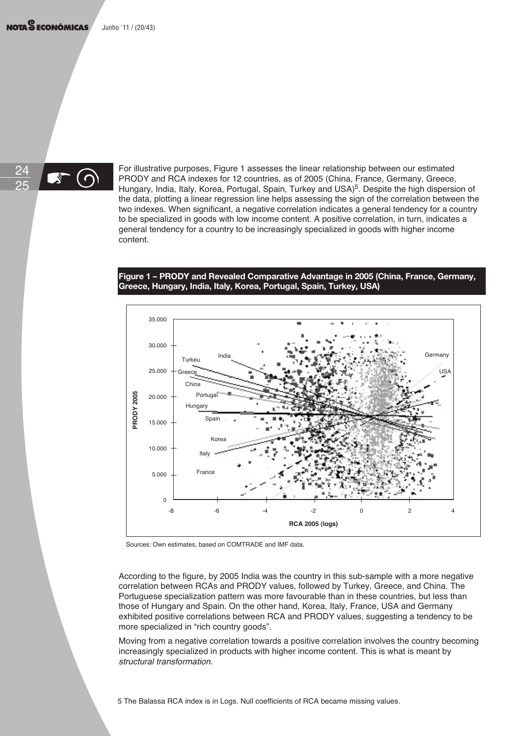For illustrative purposes, Figure 1 assesses the linear relationship between our estimated PRODY and RCA indexes for 12 countries, as of 2005 (China, France, Germany, Greece, Hungary, India, Italy, Korea, Portugal, Spain, Turkey and USA)[5]. Despite the high dispersion of the data, plotting a linear regression line helps assessing the sign of the correlation between the two indexes. When significant, a negative correlation indicates a general tendency for a country to be specialized in goods with low income content. A positive correlation, in turn, indicates a general tendency for a country to be increasingly specialized in goods with higher income content.

**Figure 1 – PRODY and Revealed Comparative Advantage in 2005 (China, France, Germany, Greece, Hungary, India, Italy, Korea, Portugal, Spain, Turkey, USA)**

Sources: Own estimates, based on COMTRADE and IMF data.

According to the figure, by 2005 India was the country in this sub-sample with a more negative correlation between RCAs and PRODY values, followed by Turkey, Greece, and China. The Portuguese specialization pattern was more favourable than in these countries, but less than those of Hungary and Spain. On the other hand, Korea, Italy, France, USA and Germany exhibited positive correlations between RCA and PRODY values, suggesting a tendency to be more specialized in "rich country goods".

Moving from a negative correlation towards a positive correlation involves the country becoming increasingly specialized in products with higher income content. This is what is meant by *structural transformation*.

5 The Balassa RCA index is in Logs. Null coefficients of RCA became missing values.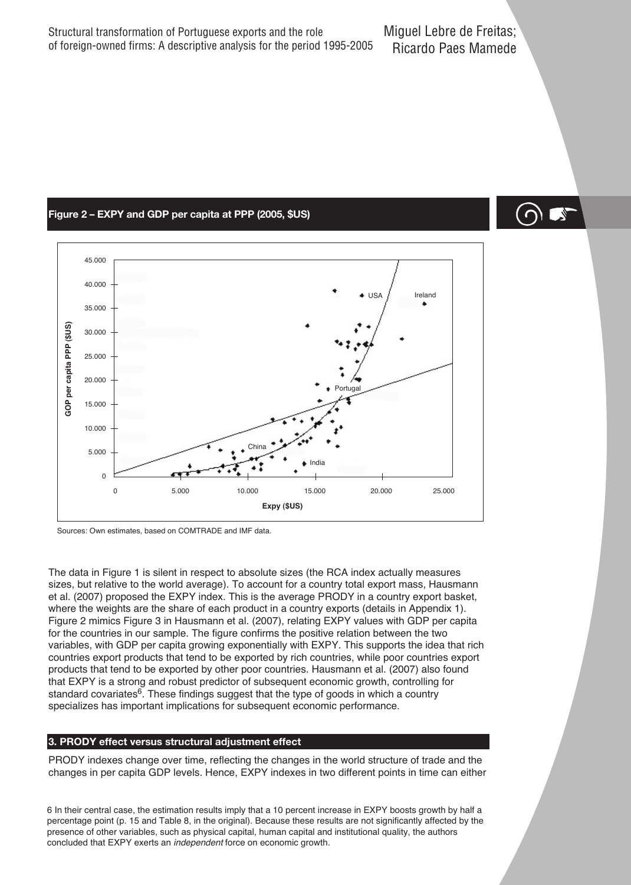**Figure 2 – EXPY and GDP per capita at PPP (2005, $US)**

Sources: Own estimates, based on COMTRADE and IMF data.

The data in Figure 1 is silent in respect to absolute sizes (the RCA index actually measures sizes, but relative to the world average). To account for a country total export mass, Hausmann et al. (2007) proposed the EXPY index. This is the average PRODY in a country export basket, where the weights are the share of each product in a country exports (details in Appendix 1). Figure 2 mimics Figure 3 in Hausmann et al. (2007), relating EXPY values with GDP per capita for the countries in our sample. The figure confirms the positive relation between the two variables, with GDP per capita growing exponentially with EXPY. This supports the idea that rich countries export products that tend to be exported by rich countries, while poor countries export products that tend to be exported by other poor countries. Hausmann et al. (2007) also found that EXPY is a strong and robust predictor of subsequent economic growth, controlling for standard covariates[6]. These findings suggest that the type of goods in which a country specializes has important implications for subsequent economic performance.

## 3. PRODY effect versus structural adjustment effect

PRODY indexes change over time, reflecting the changes in the world structure of trade and the changes in per capita GDP levels. Hence, EXPY indexes in two different points in time can either

6 In their central case, the estimation results imply that a 10 percent increase in EXPY boosts growth by half a percentage point (p. 15 and Table 8, in the original). Because these results are not significantly affected by the presence of other variables, such as physical capital, human capital and institutional quality, the authors concluded that EXPY exerts an *independent* force on economic growth.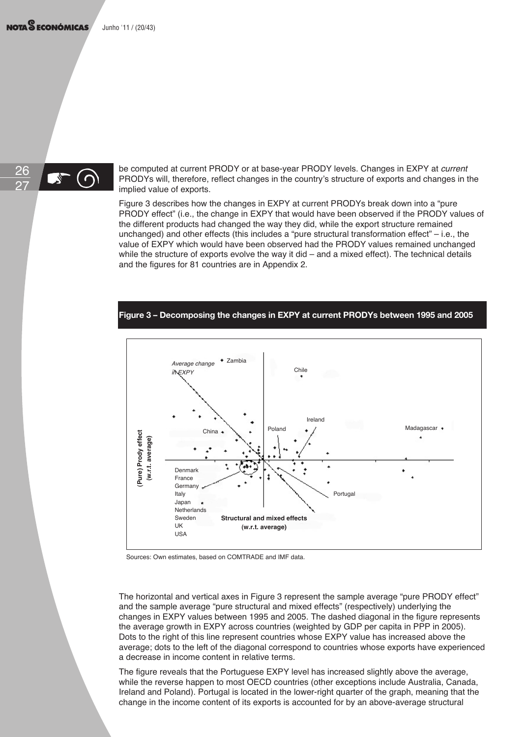be computed at current PRODY or at base-year PRODY levels. Changes in EXPY at *current* PRODYs will, therefore, reflect changes in the country's structure of exports and changes in the implied value of exports.

Figure 3 describes how the changes in EXPY at current PRODYs break down into a "pure PRODY effect" (i.e., the change in EXPY that would have been observed if the PRODY values of the different products had changed the way they did, while the export structure remained unchanged) and other effects (this includes a "pure structural transformation effect" – i.e., the value of EXPY which would have been observed had the PRODY values remained unchanged while the structure of exports evolve the way it did – and a mixed effect). The technical details and the figures for 81 countries are in Appendix 2.

**Figure 3 – Decomposing the changes in EXPY at current PRODYs between 1995 and 2005**

Sources: Own estimates, based on COMTRADE and IMF data.

The horizontal and vertical axes in Figure 3 represent the sample average "pure PRODY effect" and the sample average "pure structural and mixed effects" (respectively) underlying the changes in EXPY values between 1995 and 2005. The dashed diagonal in the figure represents the average growth in EXPY across countries (weighted by GDP per capita in PPP in 2005). Dots to the right of this line represent countries whose EXPY value has increased above the average; dots to the left of the diagonal correspond to countries whose exports have experienced a decrease in income content in relative terms.

The figure reveals that the Portuguese EXPY level has increased slightly above the average, while the reverse happen to most OECD countries (other exceptions include Australia, Canada, Ireland and Poland). Portugal is located in the lower-right quarter of the graph, meaning that the change in the income content of its exports is accounted for by an above-average structural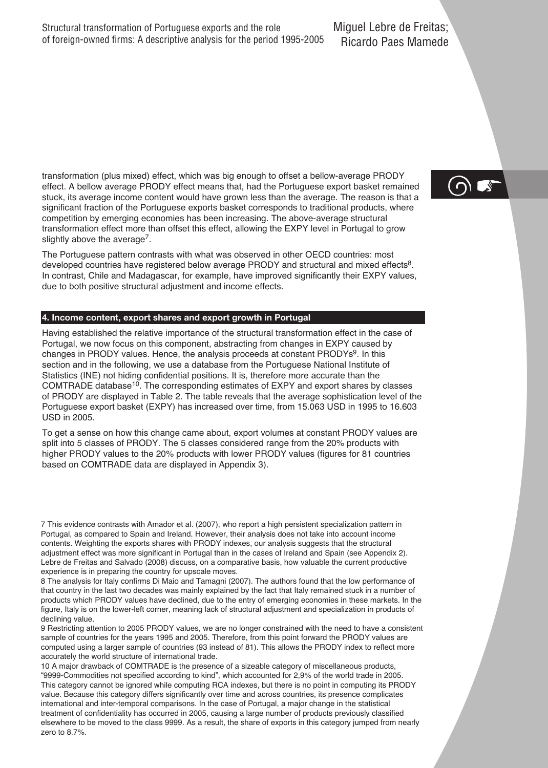transformation (plus mixed) effect, which was big enough to offset a bellow-average PRODY effect. A bellow average PRODY effect means that, had the Portuguese export basket remained stuck, its average income content would have grown less than the average. The reason is that a significant fraction of the Portuguese exports basket corresponds to traditional products, where competition by emerging economies has been increasing. The above-average structural transformation effect more than offset this effect, allowing the EXPY level in Portugal to grow slightly above the average[7].

The Portuguese pattern contrasts with what was observed in other OECD countries: most developed countries have registered below average PRODY and structural and mixed effects[8]. In contrast, Chile and Madagascar, for example, have improved significantly their EXPY values, due to both positive structural adjustment and income effects.

## 4. Income content, export shares and export growth in Portugal

Having established the relative importance of the structural transformation effect in the case of Portugal, we now focus on this component, abstracting from changes in EXPY caused by changes in PRODY values. Hence, the analysis proceeds at constant PRODYs[9]. In this section and in the following, we use a database from the Portuguese National Institute of Statistics (INE) not hiding confidential positions. It is, therefore more accurate than the COMTRADE database[10]. The corresponding estimates of EXPY and export shares by classes of PRODY are displayed in Table 2. The table reveals that the average sophistication level of the Portuguese export basket (EXPY) has increased over time, from 15.063 USD in 1995 to 16.603 USD in 2005.

To get a sense on how this change came about, export volumes at constant PRODY values are split into 5 classes of PRODY. The 5 classes considered range from the 20% products with higher PRODY values to the 20% products with lower PRODY values (figures for 81 countries based on COMTRADE data are displayed in Appendix 3).

7 This evidence contrasts with Amador et al. (2007), who report a high persistent specialization pattern in Portugal, as compared to Spain and Ireland. However, their analysis does not take into account income contents. Weighting the exports shares with PRODY indexes, our analysis suggests that the structural adjustment effect was more significant in Portugal than in the cases of Ireland and Spain (see Appendix 2). Lebre de Freitas and Salvado (2008) discuss, on a comparative basis, how valuable the current productive experience is in preparing the country for upscale moves.

8 The analysis for Italy confirms Di Maio and Tamagni (2007). The authors found that the low performance of that country in the last two decades was mainly explained by the fact that Italy remained stuck in a number of products which PRODY values have declined, due to the entry of emerging economies in these markets. In the figure, Italy is on the lower-left corner, meaning lack of structural adjustment and specialization in products of declining value.

9 Restricting attention to 2005 PRODY values, we are no longer constrained with the need to have a consistent sample of countries for the years 1995 and 2005. Therefore, from this point forward the PRODY values are computed using a larger sample of countries (93 instead of 81). This allows the PRODY index to reflect more accurately the world structure of international trade.

10 A major drawback of COMTRADE is the presence of a sizeable category of miscellaneous products, "9999-Commodities not specified according to kind", which accounted for 2,9% of the world trade in 2005. This category cannot be ignored while computing RCA indexes, but there is no point in computing its PRODY value. Because this category differs significantly over time and across countries, its presence complicates international and inter-temporal comparisons. In the case of Portugal, a major change in the statistical treatment of confidentiality has occurred in 2005, causing a large number of products previously classified elsewhere to be moved to the class 9999. As a result, the share of exports in this category jumped from nearly zero to 8.7%.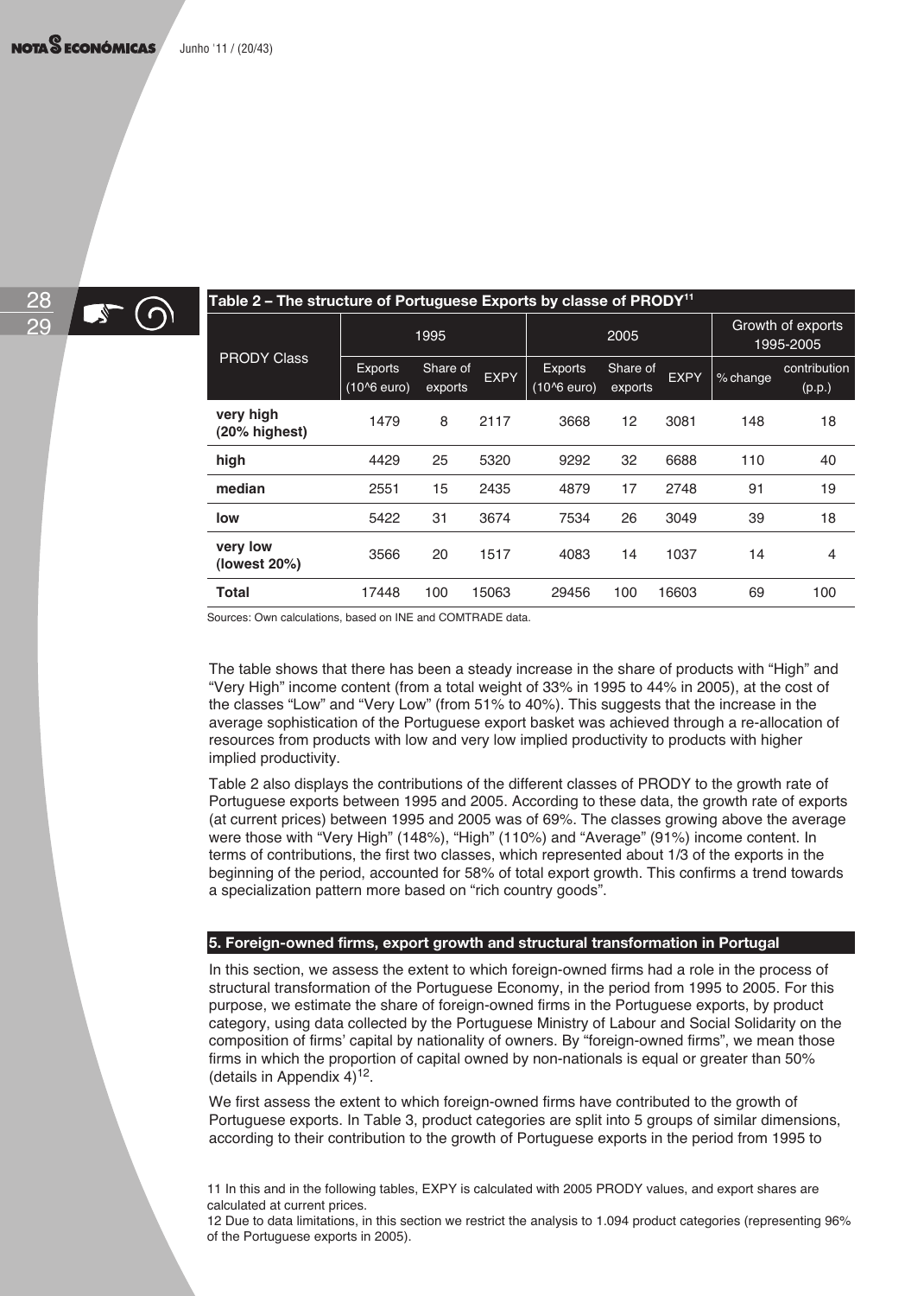**Table 2 – The structure of Portuguese Exports by class of PRODY[11]**

| PRODY Class | 1995 | | | 2005 | | | Growth of exports 1995-2005 | |
|---|---|---|---|---|---|---|---|---|
| | Exports (10^6 euro) | Share of exports | EXPY | Exports (10^6 euro) | Share of exports | EXPY | % change | contribution (p.p.) |
| **very high (20% highest)** | 1479 | 8 | 2117 | 3668 | 12 | 3081 | 148 | 18 |
| **high** | 4429 | 25 | 5320 | 9292 | 32 | 6688 | 110 | 40 |
| **median** | 2551 | 15 | 2435 | 4879 | 17 | 2748 | 91 | 19 |
| **low** | 5422 | 31 | 3674 | 7534 | 26 | 3049 | 39 | 18 |
| **very low (lowest 20%)** | 3566 | 20 | 1517 | 4083 | 14 | 1037 | 14 | 4 |
| **Total** | 17448 | 100 | 15063 | 29456 | 100 | 16603 | 69 | 100 |

Sources: Own calculations, based on INE and COMTRADE data.

The table shows that there has been a steady increase in the share of products with "High" and "Very High" income content (from a total weight of 33% in 1995 to 44% in 2005), at the cost of the classes "Low" and "Very Low" (from 51% to 40%). This suggests that the increase in the average sophistication of the Portuguese export basket was achieved through a re-allocation of resources from products with low and very low implied productivity to products with higher implied productivity.

Table 2 also displays the contributions of the different classes of PRODY to the growth rate of Portuguese exports between 1995 and 2005. According to these data, the growth rate of exports (at current prices) between 1995 and 2005 was of 69%. The classes growing above the average were those with "Very High" (148%), "High" (110%) and "Average" (91%) income content. In terms of contributions, the first two classes, which represented about 1/3 of the exports in the beginning of the period, accounted for 58% of total export growth. This confirms a trend towards a specialization pattern more based on "rich country goods".

## 5. Foreign-owned firms, export growth and structural transformation in Portugal

In this section, we assess the extent to which foreign-owned firms had a role in the process of structural transformation of the Portuguese Economy, in the period from 1995 to 2005. For this purpose, we estimate the share of foreign-owned firms in the Portuguese exports, by product category, using data collected by the Portuguese Ministry of Labour and Social Solidarity on the composition of firms' capital by nationality of owners. By "foreign-owned firms", we mean those firms in which the proportion of capital owned by non-nationals is equal or greater than 50% (details in Appendix 4)[12].

We first assess the extent to which foreign-owned firms have contributed to the growth of Portuguese exports. In Table 3, product categories are split into 5 groups of similar dimensions, according to their contribution to the growth of Portuguese exports in the period from 1995 to

11 In this and in the following tables, EXPY is calculated with 2005 PRODY values, and export shares are calculated at current prices.

12 Due to data limitations, in this section we restrict the analysis to 1.094 product categories (representing 96% of the Portuguese exports in 2005).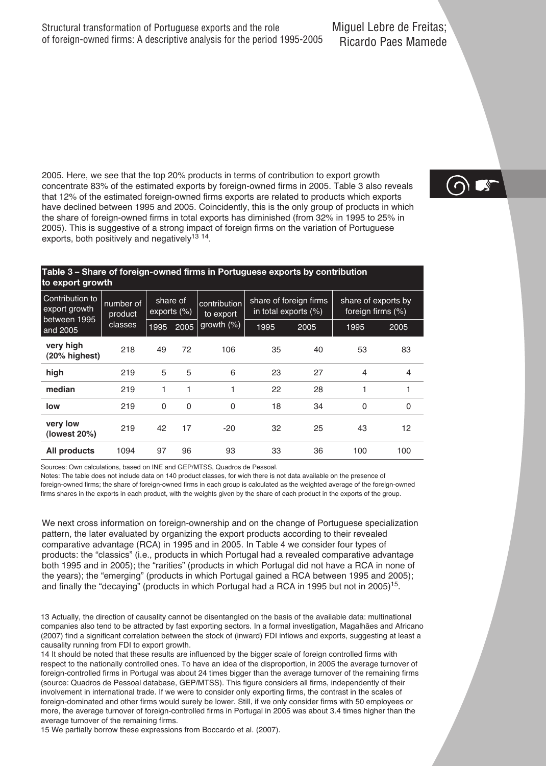2005. Here, we see that the top 20% products in terms of contribution to export growth concentrate 83% of the estimated exports by foreign-owned firms in 2005. Table 3 also reveals that 12% of the estimated foreign-owned firms exports are related to products which exports have declined between 1995 and 2005. Coincidently, this is the only group of products in which the share of foreign-owned firms in total exports has diminished (from 32% in 1995 to 25% in 2005). This is suggestive of a strong impact of foreign firms on the variation of Portuguese exports, both positively and negatively[13 14].

**Table 3 – Share of foreign-owned firms in Portuguese exports by contribution to export growth**

| Contribution to export growth between 1995 and 2005 | number of product classes | share of exports (%) | | contribution to export growth (%) | share of foreign firms in total exports (%) | | share of exports by foreign firms (%) | |
|---|---|---|---|---|---|---|---|---|
| | | 1995 | 2005 | | 1995 | 2005 | 1995 | 2005 |
| **very high (20% highest)** | 218 | 49 | 72 | 106 | 35 | 40 | 53 | 83 |
| **high** | 219 | 5 | 5 | 6 | 23 | 27 | 4 | 4 |
| **median** | 219 | 1 | 1 | 1 | 22 | 28 | 1 | 1 |
| **low** | 219 | 0 | 0 | 0 | 18 | 34 | 0 | 0 |
| **very low (lowest 20%)** | 219 | 42 | 17 | -20 | 32 | 25 | 43 | 12 |
| **All products** | 1094 | 97 | 96 | 93 | 33 | 36 | 100 | 100 |

Sources: Own calculations, based on INE and GEP/MTSS, Quadros de Pessoal.

Notes: The table does not include data on 140 product classes, for wich there is not data available on the presence of foreign-owned firms; the share of foreign-owned firms in each group is calculated as the weighted average of the foreign-owned firms shares in the exports in each product, with the weights given by the share of each product in the exports of the group.

We next cross information on foreign-ownership and on the change of Portuguese specialization pattern, the later evaluated by organizing the export products according to their revealed comparative advantage (RCA) in 1995 and in 2005. In Table 4 we consider four types of products: the "classics" (i.e., products in which Portugal had a revealed comparative advantage both 1995 and in 2005); the "rarities" (products in which Portugal did not have a RCA in none of the years); the "emerging" (products in which Portugal gained a RCA between 1995 and 2005); and finally the "decaying" (products in which Portugal had a RCA in 1995 but not in 2005)[15].

13 Actually, the direction of causality cannot be disentangled on the basis of the available data: multinational companies also tend to be attracted by fast exporting sectors. In a formal investigation, Magalhães and Africano (2007) find a significant correlation between the stock of (inward) FDI inflows and exports, suggesting at least a causality running from FDI to export growth.

14 It should be noted that these results are influenced by the bigger scale of foreign controlled firms with respect to the nationally controlled ones. To have an idea of the disproportion, in 2005 the average turnover of foreign-controlled firms in Portugal was about 24 times bigger than the average turnover of the remaining firms (source: Quadros de Pessoal database, GEP/MTSS). This figure considers all firms, independently of their involvement in international trade. If we were to consider only exporting firms, the contrast in the scales of foreign-dominated and other firms would surely be lower. Still, if we only consider firms with 50 employees or more, the average turnover of foreign-controlled firms in Portugal in 2005 was about 3.4 times higher than the average turnover of the remaining firms.

15 We partially borrow these expressions from Boccardo et al. (2007).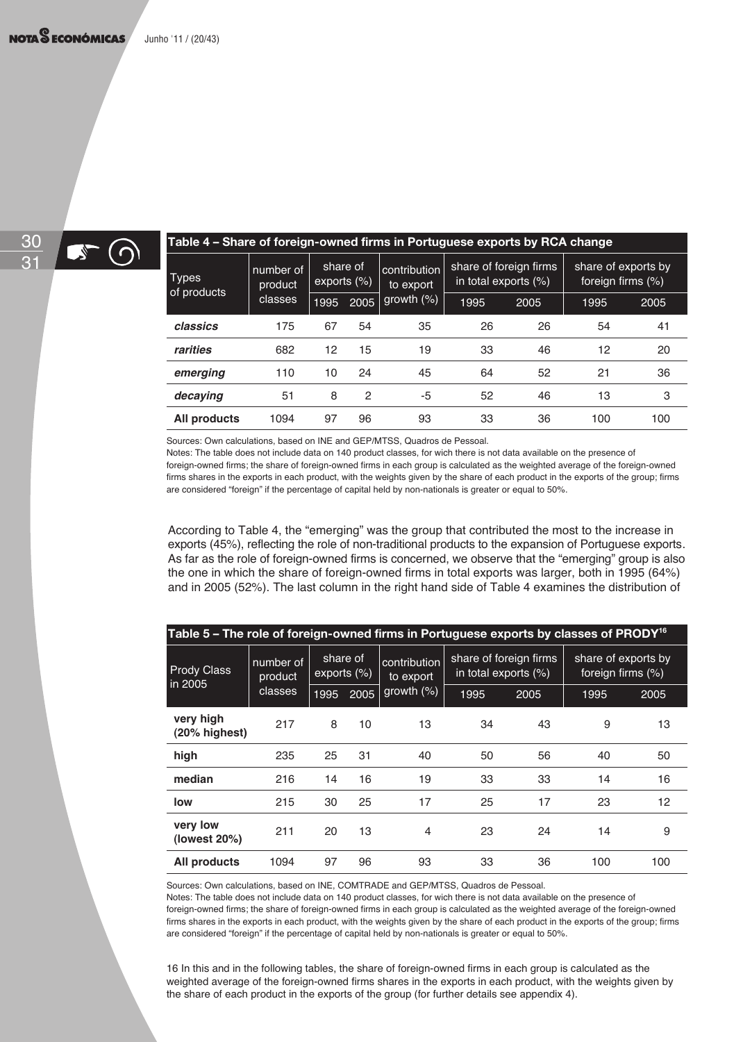**Table 4 – Share of foreign-owned firms in Portuguese exports by RCA change**

| Types of products | number of product classes | share of exports (%) | | contribution to export growth (%) | share of foreign firms in total exports (%) | | share of exports by foreign firms (%) | |
|---|---|---|---|---|---|---|---|---|
| | | 1995 | 2005 | | 1995 | 2005 | 1995 | 2005 |
| ***classics*** | 175 | 67 | 54 | 35 | 26 | 26 | 54 | 41 |
| ***rarities*** | 682 | 12 | 15 | 19 | 33 | 46 | 12 | 20 |
| ***emerging*** | 110 | 10 | 24 | 45 | 64 | 52 | 21 | 36 |
| ***decaying*** | 51 | 8 | 2 | -5 | 52 | 46 | 13 | 3 |
| **All products** | 1094 | 97 | 96 | 93 | 33 | 36 | 100 | 100 |

Sources: Own calculations, based on INE and GEP/MTSS, Quadros de Pessoal.
Notes: The table does not include data on 140 product classes, for wich there is not data available on the presence of foreign-owned firms; the share of foreign-owned firms in each group is calculated as the weighted average of the foreign-owned firms shares in the exports in each product, with the weights given by the share of each product in the exports of the group; firms are considered "foreign" if the percentage of capital held by non-nationals is greater or equal to 50%.

According to Table 4, the "emerging" was the group that contributed the most to the increase in exports (45%), reflecting the role of non-traditional products to the expansion of Portuguese exports. As far as the role of foreign-owned firms is concerned, we observe that the "emerging" group is also the one in which the share of foreign-owned firms in total exports was larger, both in 1995 (64%) and in 2005 (52%). The last column in the right hand side of Table 4 examines the distribution of

**Table 5 – The role of foreign-owned firms in Portuguese exports by classes of PRODY[16]**

| Prody Class in 2005 | number of product classes | share of exports (%) | | contribution to export growth (%) | share of foreign firms in total exports (%) | | share of exports by foreign firms (%) | |
|---|---|---|---|---|---|---|---|---|
| | | 1995 | 2005 | | 1995 | 2005 | 1995 | 2005 |
| **very high (20% highest)** | 217 | 8 | 10 | 13 | 34 | 43 | 9 | 13 |
| **high** | 235 | 25 | 31 | 40 | 50 | 56 | 40 | 50 |
| **median** | 216 | 14 | 16 | 19 | 33 | 33 | 14 | 16 |
| **low** | 215 | 30 | 25 | 17 | 25 | 17 | 23 | 12 |
| **very low (lowest 20%)** | 211 | 20 | 13 | 4 | 23 | 24 | 14 | 9 |
| **All products** | 1094 | 97 | 96 | 93 | 33 | 36 | 100 | 100 |

Sources: Own calculations, based on INE, COMTRADE and GEP/MTSS, Quadros de Pessoal.
Notes: The table does not include data on 140 product classes, for wich there is not data available on the presence of foreign-owned firms; the share of foreign-owned firms in each group is calculated as the weighted average of the foreign-owned firms shares in the exports in each product, with the weights given by the share of each product in the exports of the group; firms are considered "foreign" if the percentage of capital held by non-nationals is greater or equal to 50%.

16 In this and in the following tables, the share of foreign-owned firms in each group is calculated as the weighted average of the foreign-owned firms shares in the exports in each product, with the weights given by the share of each product in the exports of the group (for further details see appendix 4).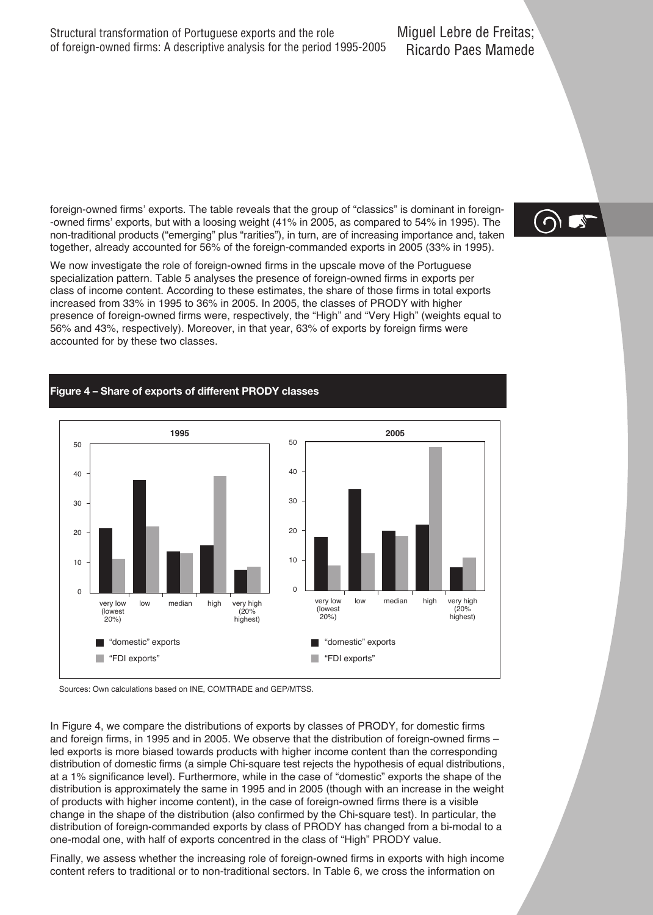foreign-owned firms' exports. The table reveals that the group of "classics" is dominant in foreign--owned firms' exports, but with a loosing weight (41% in 2005, as compared to 54% in 1995). The non-traditional products ("emerging" plus "rarities"), in turn, are of increasing importance and, taken together, already accounted for 56% of the foreign-commanded exports in 2005 (33% in 1995).

We now investigate the role of foreign-owned firms in the upscale move of the Portuguese specialization pattern. Table 5 analyses the presence of foreign-owned firms in exports per class of income content. According to these estimates, the share of those firms in total exports increased from 33% in 1995 to 36% in 2005. In 2005, the classes of PRODY with higher presence of foreign-owned firms were, respectively, the "High" and "Very High" (weights equal to 56% and 43%, respectively). Moreover, in that year, 63% of exports by foreign firms were accounted for by these two classes.

**Figure 4 – Share of exports of different PRODY classes**

Sources: Own calculations based on INE, COMTRADE and GEP/MTSS.

In Figure 4, we compare the distributions of exports by classes of PRODY, for domestic firms and foreign firms, in 1995 and in 2005. We observe that the distribution of foreign-owned firms – led exports is more biased towards products with higher income content than the corresponding distribution of domestic firms (a simple Chi-square test rejects the hypothesis of equal distributions, at a 1% significance level). Furthermore, while in the case of "domestic" exports the shape of the distribution is approximately the same in 1995 and in 2005 (though with an increase in the weight of products with higher income content), in the case of foreign-owned firms there is a visible change in the shape of the distribution (also confirmed by the Chi-square test). In particular, the distribution of foreign-commanded exports by class of PRODY has changed from a bi-modal to a one-modal one, with half of exports concentred in the class of "High" PRODY value.

Finally, we assess whether the increasing role of foreign-owned firms in exports with high income content refers to traditional or to non-traditional sectors. In Table 6, we cross the information on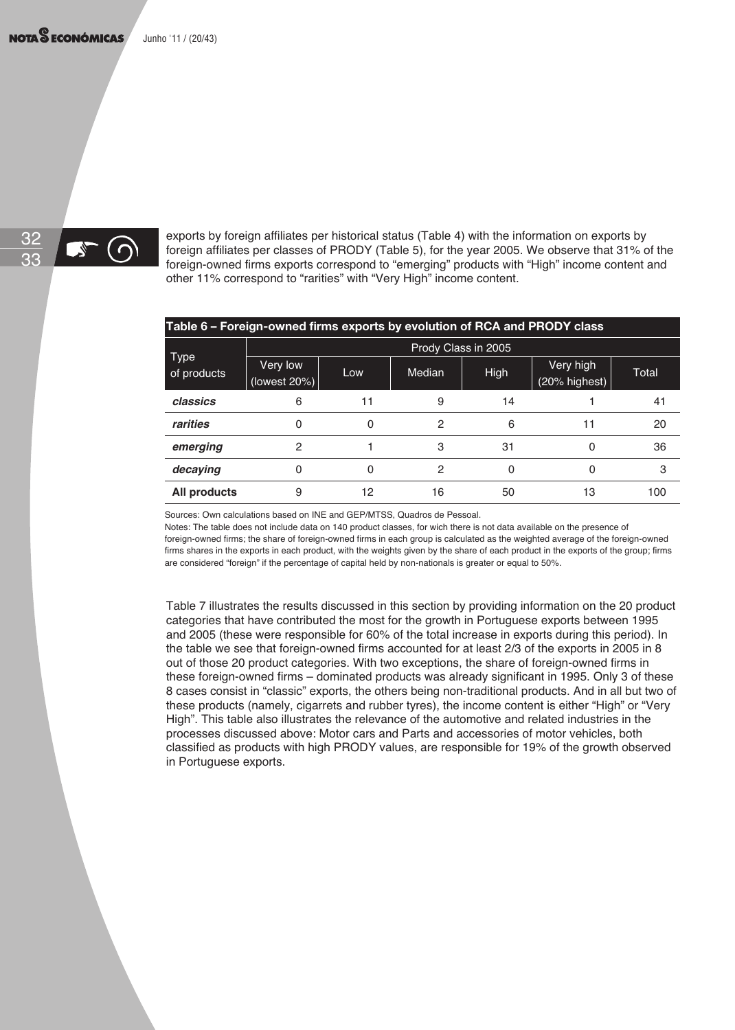exports by foreign affiliates per historical status (Table 4) with the information on exports by foreign affiliates per classes of PRODY (Table 5), for the year 2005. We observe that 31% of the foreign-owned firms exports correspond to "emerging" products with "High" income content and other 11% correspond to "rarities" with "Very High" income content.

**Table 6 – Foreign-owned firms exports by evolution of RCA and PRODY class**

| Type of products | Prody Class in 2005 | | | | | |
|---|---|---|---|---|---|---|
| | Very low (lowest 20%) | Low | Median | High | Very high (20% highest) | Total |
| ***classics*** | 6 | 11 | 9 | 14 | 1 | 41 |
| ***rarities*** | 0 | 0 | 2 | 6 | 11 | 20 |
| ***emerging*** | 2 | 1 | 3 | 31 | 0 | 36 |
| ***decaying*** | 0 | 0 | 2 | 0 | 0 | 3 |
| **All products** | 9 | 12 | 16 | 50 | 13 | 100 |

Sources: Own calculations based on INE and GEP/MTSS, Quadros de Pessoal.

Notes: The table does not include data on 140 product classes, for wich there is not data available on the presence of foreign-owned firms; the share of foreign-owned firms in each group is calculated as the weighted average of the foreign-owned firms shares in the exports in each product, with the weights given by the share of each product in the exports of the group; firms are considered "foreign" if the percentage of capital held by non-nationals is greater or equal to 50%.

Table 7 illustrates the results discussed in this section by providing information on the 20 product categories that have contributed the most for the growth in Portuguese exports between 1995 and 2005 (these were responsible for 60% of the total increase in exports during this period). In the table we see that foreign-owned firms accounted for at least 2/3 of the exports in 2005 in 8 out of those 20 product categories. With two exceptions, the share of foreign-owned firms in these foreign-owned firms – dominated products was already significant in 1995. Only 3 of these 8 cases consist in "classic" exports, the others being non-traditional products. And in all but two of these products (namely, cigarrets and rubber tyres), the income content is either "High" or "Very High". This table also illustrates the relevance of the automotive and related industries in the processes discussed above: Motor cars and Parts and accessories of motor vehicles, both classified as products with high PRODY values, are responsible for 19% of the growth observed in Portuguese exports.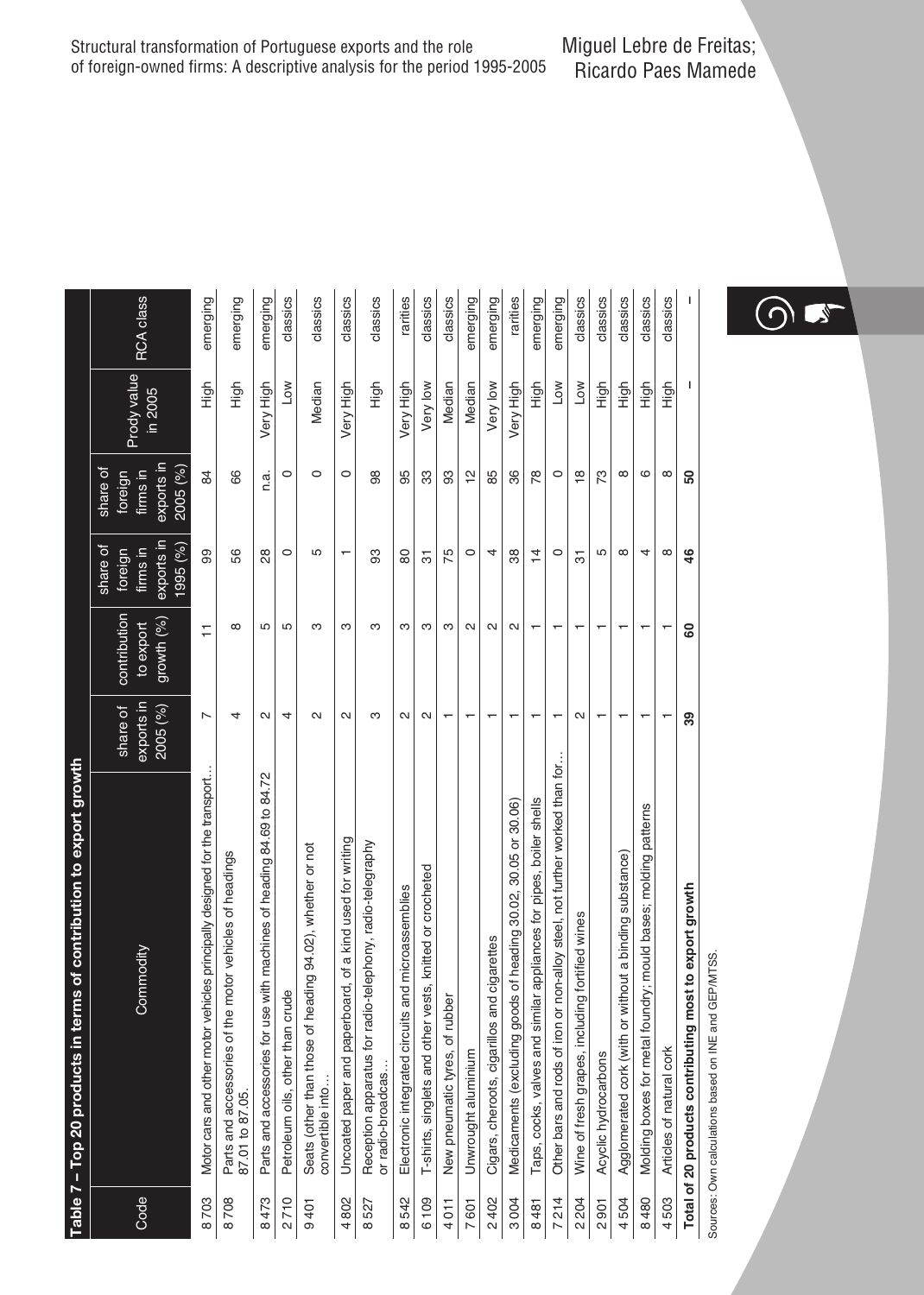**Table 7 – Top 20 products in terms of contribution to export growth**

| Code | Commodity | share of exports in 2005 (%) | contribution to export growth (%) | share of foreign firms in exports in 1995 (%) | share of foreign firms in exports in 2005 (%) | Prody value in 2005 | RCA class |
|---|---|---|---|---|---|---|---|
| 8 703 | Motor cars and other motor vehicles principally designed for the transport… | 7 | 11 | 99 | 84 | High | emerging |
| 8 708 | Parts and accessories of the motor vehicles of headings 87.01 to 87.05. | 4 | 8 | 56 | 66 | High | emerging |
| 8 473 | Parts and accessories for use with machines of heading 84.69 to 84.72 | 2 | 5 | 28 | n.a. | Very High | emerging |
| 2 710 | Petroleum oils, other than crude | 4 | 5 | 0 | 0 | Low | classics |
| 9 401 | Seats (other than those of heading 94.02), whether or not convertible into… | 2 | 3 | 5 | 0 | Median | classics |
| 4 802 | Uncoated paper and paperboard, of a kind used for writing | 2 | 3 | 1 | 0 | Very High | classics |
| 8 527 | Reception apparatus for radio-telephony, radio-telegraphy or radio-broadcas… | 3 | 3 | 93 | 98 | High | classics |
| 8 542 | Electronic integrated circuits and microassemblies | 2 | 3 | 80 | 95 | Very High | rarities |
| 6 109 | T-shirts, singlets and other vests, knitted or crocheted | 2 | 3 | 31 | 33 | Very low | classics |
| 4 011 | New pneumatic tyres, of rubber | 1 | 3 | 75 | 93 | Median | classics |
| 7 601 | Unwrought aluminium | 1 | 2 | 0 | 12 | Median | emerging |
| 2 402 | Cigars, cheroots, cigarillos and cigarettes | 1 | 2 | 4 | 85 | Very low | emerging |
| 3 004 | Medicaments (excluding goods of heading 30.02, 30.05 or 30.06) | 1 | 2 | 38 | 36 | Very High | rarities |
| 8 481 | Taps, cocks, valves and similar appliances for pipes, boiler shells | 1 | 1 | 14 | 78 | High | emerging |
| 7 214 | Other bars and rods of iron or non-alloy steel, not further worked than for… | 1 | 1 | 0 | 0 | Low | emerging |
| 2 204 | Wine of fresh grapes, including fortified wines | 2 | 1 | 31 | 18 | Low | classics |
| 2 901 | Acyclic hydrocarbons | 1 | 1 | 5 | 73 | High | classics |
| 4 504 | Agglomerated cork (with or without a binding substance) | 1 | 1 | 8 | 8 | High | classics |
| 8 480 | Molding boxes for metal foundry; mould bases; molding patterns | 1 | 1 | 4 | 6 | High | classics |
| 4 503 | Articles of natural cork | 1 | 1 | 8 | 8 | High | classics |
| **Total of 20 products contributing most to export growth** | | **39** | **60** | **46** | **50** | – | – |

Sources: Own calculations based on INE and GEP/MTSS.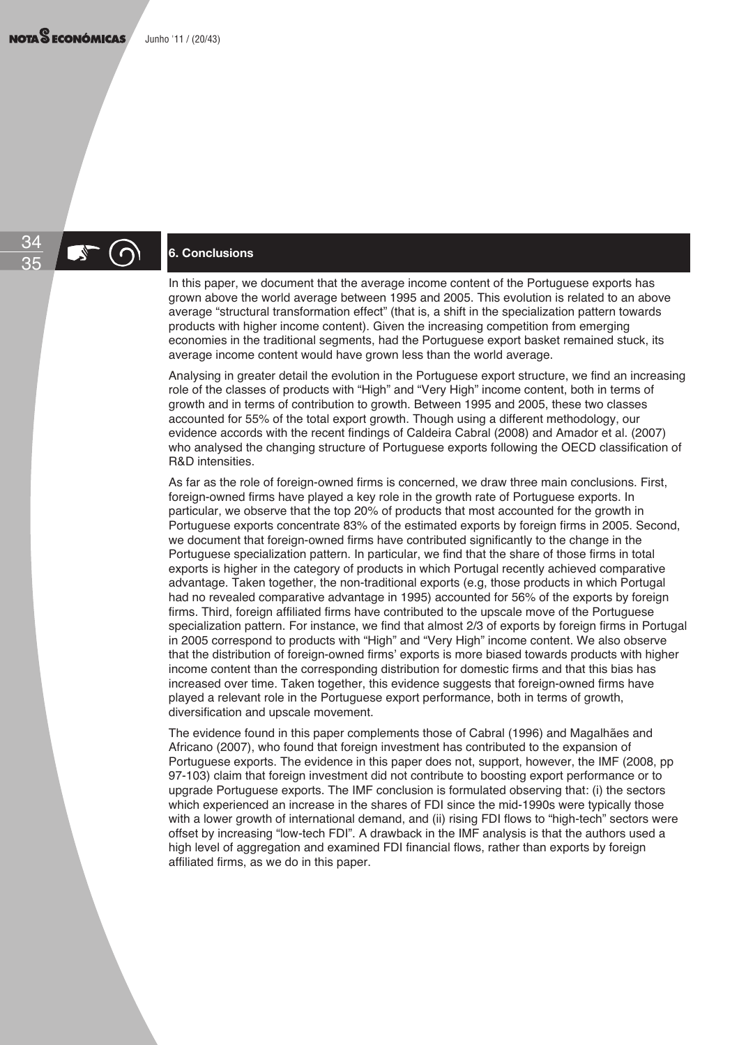## 6. Conclusions

In this paper, we document that the average income content of the Portuguese exports has grown above the world average between 1995 and 2005. This evolution is related to an above average "structural transformation effect" (that is, a shift in the specialization pattern towards products with higher income content). Given the increasing competition from emerging economies in the traditional segments, had the Portuguese export basket remained stuck, its average income content would have grown less than the world average.

Analysing in greater detail the evolution in the Portuguese export structure, we find an increasing role of the classes of products with "High" and "Very High" income content, both in terms of growth and in terms of contribution to growth. Between 1995 and 2005, these two classes accounted for 55% of the total export growth. Though using a different methodology, our evidence accords with the recent findings of Caldeira Cabral (2008) and Amador et al. (2007) who analysed the changing structure of Portuguese exports following the OECD classification of R&D intensities.

As far as the role of foreign-owned firms is concerned, we draw three main conclusions. First, foreign-owned firms have played a key role in the growth rate of Portuguese exports. In particular, we observe that the top 20% of products that most accounted for the growth in Portuguese exports concentrate 83% of the estimated exports by foreign firms in 2005. Second, we document that foreign-owned firms have contributed significantly to the change in the Portuguese specialization pattern. In particular, we find that the share of those firms in total exports is higher in the category of products in which Portugal recently achieved comparative advantage. Taken together, the non-traditional exports (e.g, those products in which Portugal had no revealed comparative advantage in 1995) accounted for 56% of the exports by foreign firms. Third, foreign affiliated firms have contributed to the upscale move of the Portuguese specialization pattern. For instance, we find that almost 2/3 of exports by foreign firms in Portugal in 2005 correspond to products with "High" and "Very High" income content. We also observe that the distribution of foreign-owned firms' exports is more biased towards products with higher income content than the corresponding distribution for domestic firms and that this bias has increased over time. Taken together, this evidence suggests that foreign-owned firms have played a relevant role in the Portuguese export performance, both in terms of growth, diversification and upscale movement.

The evidence found in this paper complements those of Cabral (1996) and Magalhães and Africano (2007), who found that foreign investment has contributed to the expansion of Portuguese exports. The evidence in this paper does not, support, however, the IMF (2008, pp 97-103) claim that foreign investment did not contribute to boosting export performance or to upgrade Portuguese exports. The IMF conclusion is formulated observing that: (i) the sectors which experienced an increase in the shares of FDI since the mid-1990s were typically those with a lower growth of international demand, and (ii) rising FDI flows to "high-tech" sectors were offset by increasing "low-tech FDI". A drawback in the IMF analysis is that the authors used a high level of aggregation and examined FDI financial flows, rather than exports by foreign affiliated firms, as we do in this paper.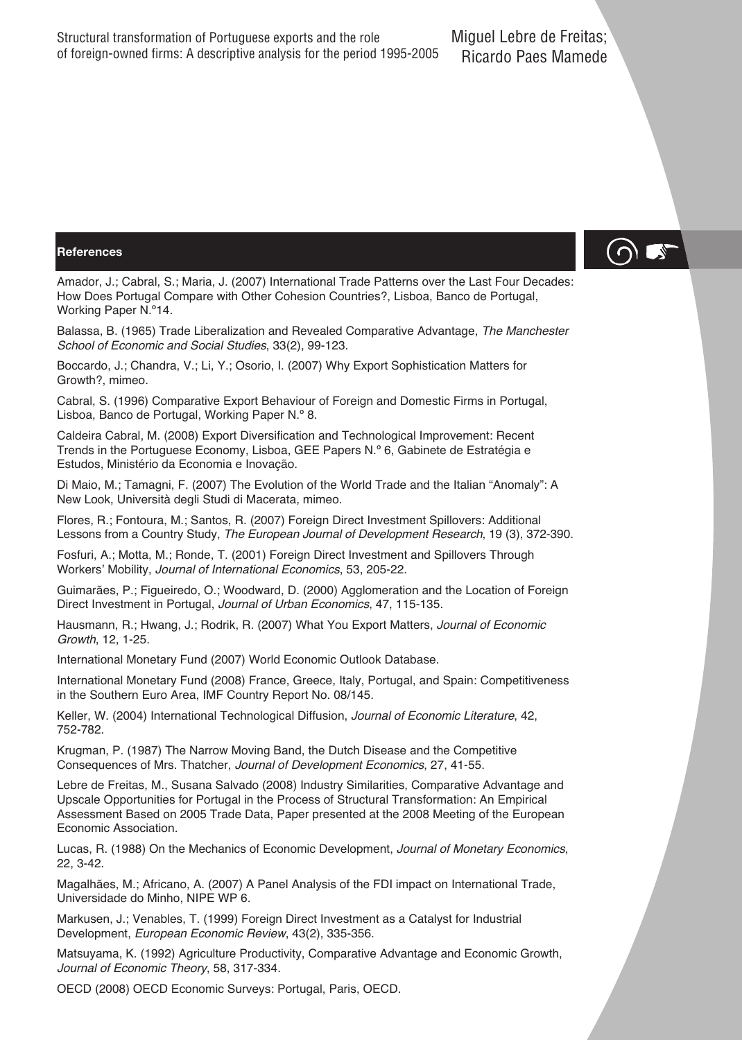## References

Amador, J.; Cabral, S.; Maria, J. (2007) International Trade Patterns over the Last Four Decades: How Does Portugal Compare with Other Cohesion Countries?, Lisboa, Banco de Portugal, Working Paper N.º14.

Balassa, B. (1965) Trade Liberalization and Revealed Comparative Advantage, *The Manchester School of Economic and Social Studies*, 33(2), 99-123.

Boccardo, J.; Chandra, V.; Li, Y.; Osorio, I. (2007) Why Export Sophistication Matters for Growth?, mimeo.

Cabral, S. (1996) Comparative Export Behaviour of Foreign and Domestic Firms in Portugal, Lisboa, Banco de Portugal, Working Paper N.º 8.

Caldeira Cabral, M. (2008) Export Diversification and Technological Improvement: Recent Trends in the Portuguese Economy, Lisboa, GEE Papers N.º 6, Gabinete de Estratégia e Estudos, Ministério da Economia e Inovação.

Di Maio, M.; Tamagni, F. (2007) The Evolution of the World Trade and the Italian "Anomaly": A New Look, Università degli Studi di Macerata, mimeo.

Flores, R.; Fontoura, M.; Santos, R. (2007) Foreign Direct Investment Spillovers: Additional Lessons from a Country Study, *The European Journal of Development Research*, 19 (3), 372-390.

Fosfuri, A.; Motta, M.; Ronde, T. (2001) Foreign Direct Investment and Spillovers Through Workers' Mobility, *Journal of International Economics*, 53, 205-22.

Guimarães, P.; Figueiredo, O.; Woodward, D. (2000) Agglomeration and the Location of Foreign Direct Investment in Portugal, *Journal of Urban Economics*, 47, 115-135.

Hausmann, R.; Hwang, J.; Rodrik, R. (2007) What You Export Matters, *Journal of Economic Growth*, 12, 1-25.

International Monetary Fund (2007) World Economic Outlook Database.

International Monetary Fund (2008) France, Greece, Italy, Portugal, and Spain: Competitiveness in the Southern Euro Area, IMF Country Report No. 08/145.

Keller, W. (2004) International Technological Diffusion, *Journal of Economic Literature*, 42, 752-782.

Krugman, P. (1987) The Narrow Moving Band, the Dutch Disease and the Competitive Consequences of Mrs. Thatcher, *Journal of Development Economics*, 27, 41-55.

Lebre de Freitas, M., Susana Salvado (2008) Industry Similarities, Comparative Advantage and Upscale Opportunities for Portugal in the Process of Structural Transformation: An Empirical Assessment Based on 2005 Trade Data, Paper presented at the 2008 Meeting of the European Economic Association.

Lucas, R. (1988) On the Mechanics of Economic Development, *Journal of Monetary Economics*, 22, 3-42.

Magalhães, M.; Africano, A. (2007) A Panel Analysis of the FDI impact on International Trade, Universidade do Minho, NIPE WP 6.

Markusen, J.; Venables, T. (1999) Foreign Direct Investment as a Catalyst for Industrial Development, *European Economic Review*, 43(2), 335-356.

Matsuyama, K. (1992) Agriculture Productivity, Comparative Advantage and Economic Growth, *Journal of Economic Theory*, 58, 317-334.

OECD (2008) OECD Economic Surveys: Portugal, Paris, OECD.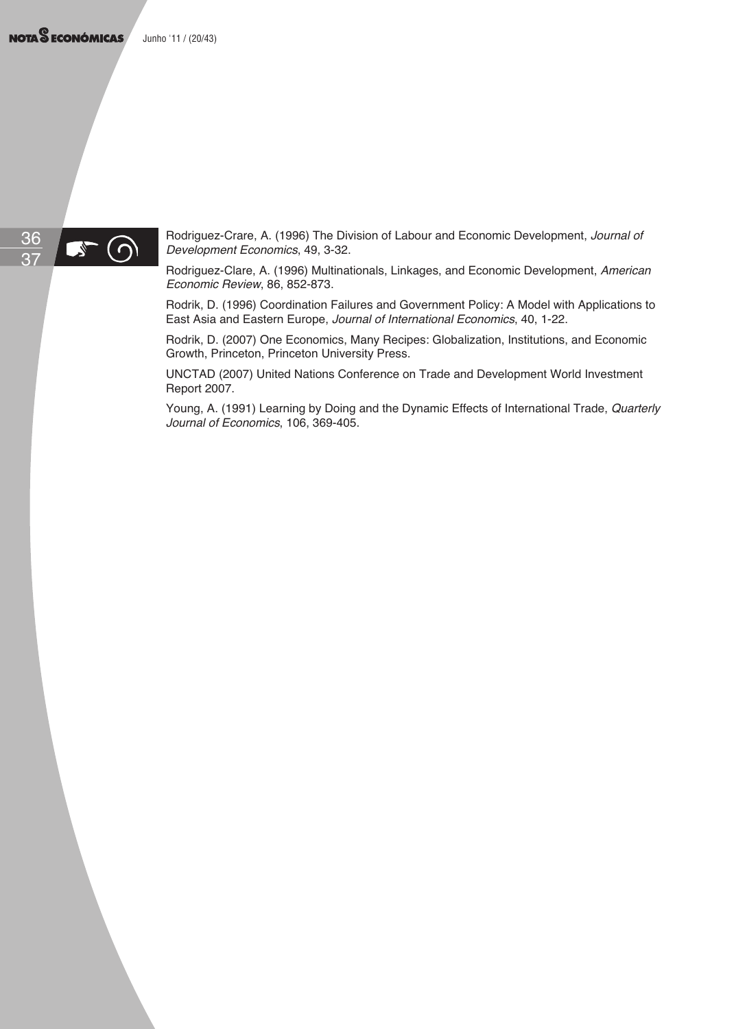Rodriguez-Crare, A. (1996) The Division of Labour and Economic Development, *Journal of Development Economics*, 49, 3-32.

Rodriguez-Clare, A. (1996) Multinationals, Linkages, and Economic Development, *American Economic Review*, 86, 852-873.

Rodrik, D. (1996) Coordination Failures and Government Policy: A Model with Applications to East Asia and Eastern Europe, *Journal of International Economics*, 40, 1-22.

Rodrik, D. (2007) One Economics, Many Recipes: Globalization, Institutions, and Economic Growth, Princeton, Princeton University Press.

UNCTAD (2007) United Nations Conference on Trade and Development World Investment Report 2007.

Young, A. (1991) Learning by Doing and the Dynamic Effects of International Trade, *Quarterly Journal of Economics*, 106, 369-405.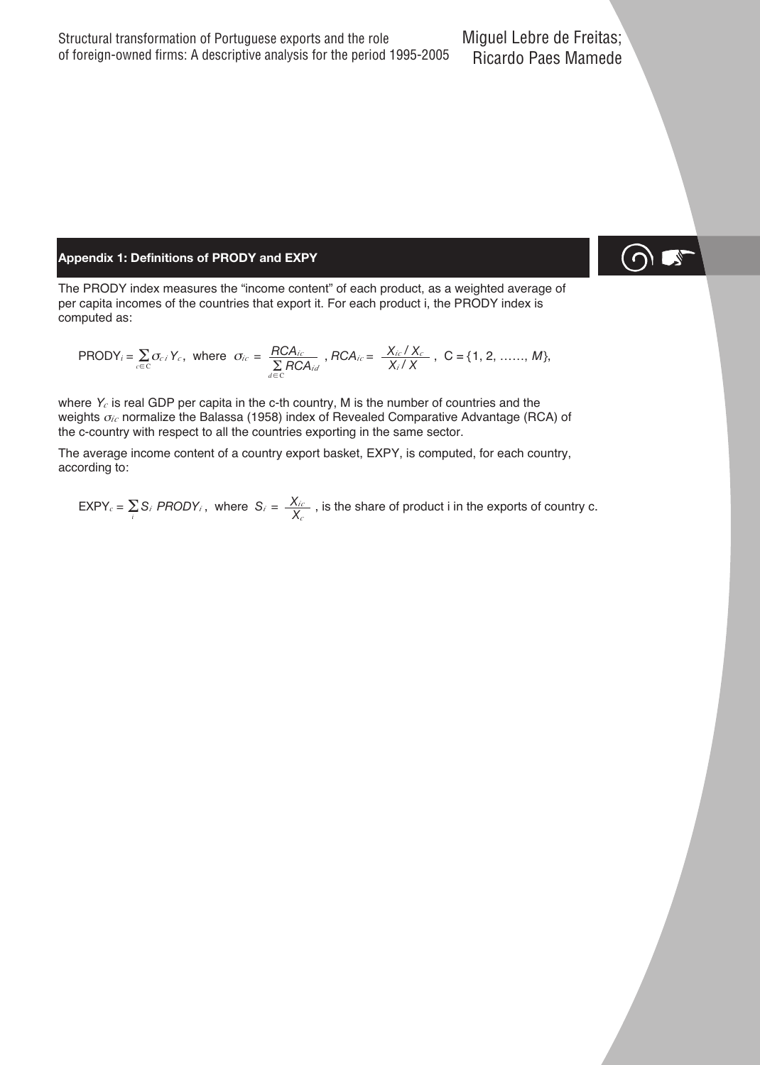## Appendix 1: Definitions of PRODY and EXPY

The PRODY index measures the "income content" of each product, as a weighted average of per capita incomes of the countries that export it. For each product i, the PRODY index is computed as:

$$\text{PRODY}_i = \sum_{c \in C} \sigma_{ci} Y_c, \text{ where } \sigma_{ic} = \frac{RCA_{ic}}{\sum_{d \in C} RCA_{id}}, \; RCA_{ic} = \frac{X_{ic} / X_c}{X_i / X}, \; C = \{1, 2, \ldots\ldots, M\},$$

where $Y_c$ is real GDP per capita in the c-th country, M is the number of countries and the weights $\sigma_{ic}$ normalize the Balassa (1958) index of Revealed Comparative Advantage (RCA) of the c-country with respect to all the countries exporting in the same sector.

The average income content of a country export basket, EXPY, is computed, for each country, according to:

$$\text{EXPY}_c = \sum_i S_i \; PRODY_i, \text{ where } S_i = \frac{X_{ic}}{X_c}$$, is the share of product i in the exports of country c.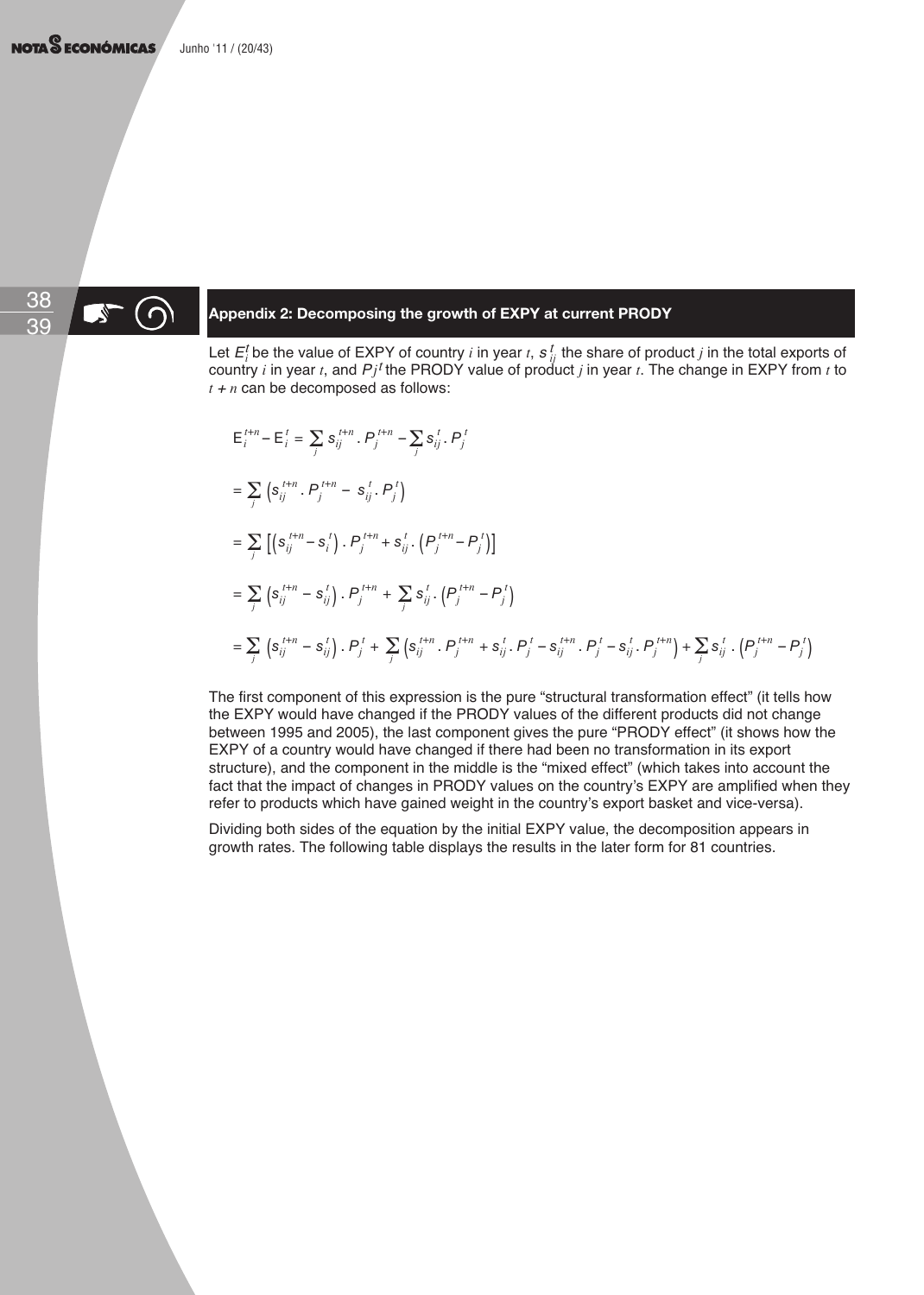## Appendix 2: Decomposing the growth of EXPY at current PRODY

Let $E_i^t$ be the value of EXPY of country $i$ in year $t$, $s_{ij}^t$ the share of product $j$ in the total exports of country $i$ in year $t$, and $P_j^t$ the PRODY value of product $j$ in year $t$. The change in EXPY from $t$ to $t+n$ can be decomposed as follows:

$$E_i^{t+n} - E_i^t = \sum_j s_{ij}^{t+n} . P_j^{t+n} - \sum_j s_{ij}^t . P_j^t$$

$$= \sum_j \left( s_{ij}^{t+n} . P_j^{t+n} - s_{ij}^t . P_j^t \right)$$

$$= \sum_j \left[ \left( s_{ij}^{t+n} - s_i^t \right) . P_j^{t+n} + s_{ij}^t . \left( P_j^{t+n} - P_j^t \right) \right]$$

$$= \sum_j \left( s_{ij}^{t+n} - s_{ij}^t \right) . P_j^{t+n} + \sum_j s_{ij}^t . \left( P_j^{t+n} - P_j^t \right)$$

$$= \sum_j \left( s_{ij}^{t+n} - s_{ij}^t \right) . P_j^t + \sum_j \left( s_{ij}^{t+n} . P_j^{t+n} + s_{ij}^t . P_j^t - s_{ij}^{t+n} . P_j^t - s_{ij}^t . P_j^{t+n} \right) + \sum_j s_{ij}^t . \left( P_j^{t+n} - P_j^t \right)$$

The first component of this expression is the pure "structural transformation effect" (it tells how the EXPY would have changed if the PRODY values of the different products did not change between 1995 and 2005), the last component gives the pure "PRODY effect" (it shows how the EXPY of a country would have changed if there had been no transformation in its export structure), and the component in the middle is the "mixed effect" (which takes into account the fact that the impact of changes in PRODY values on the country's EXPY are amplified when they refer to products which have gained weight in the country's export basket and vice-versa).

Dividing both sides of the equation by the initial EXPY value, the decomposition appears in growth rates. The following table displays the results in the later form for 81 countries.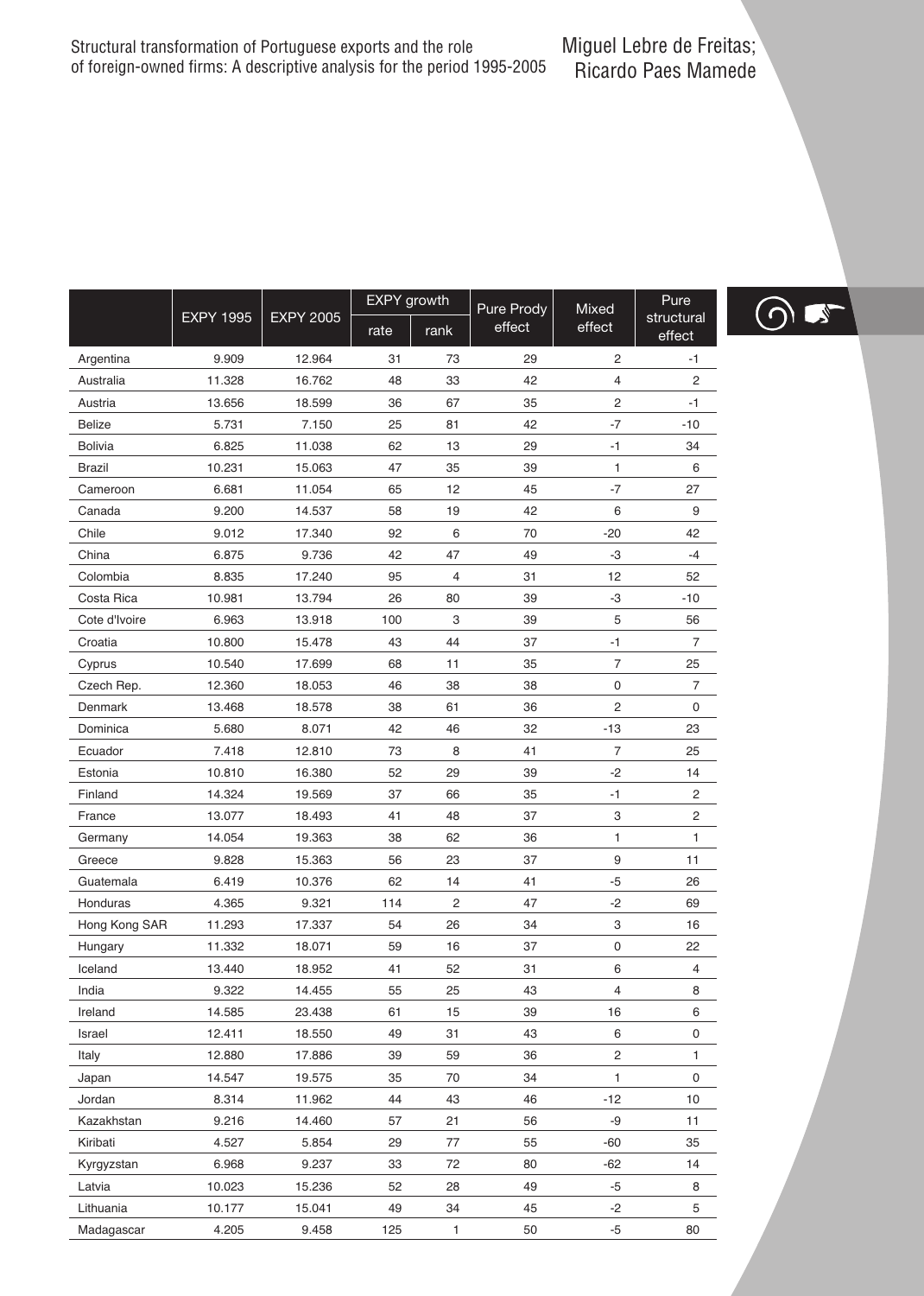| | EXPY 1995 | EXPY 2005 | EXPY growth | | Pure Prody effect | Mixed effect | Pure structural effect |
|---|---|---|---|---|---|---|---|
| | | | rate | rank | | | |
| Argentina | 9.909 | 12.964 | 31 | 73 | 29 | 2 | -1 |
| Australia | 11.328 | 16.762 | 48 | 33 | 42 | 4 | 2 |
| Austria | 13.656 | 18.599 | 36 | 67 | 35 | 2 | -1 |
| Belize | 5.731 | 7.150 | 25 | 81 | 42 | -7 | -10 |
| Bolivia | 6.825 | 11.038 | 62 | 13 | 29 | -1 | 34 |
| Brazil | 10.231 | 15.063 | 47 | 35 | 39 | 1 | 6 |
| Cameroon | 6.681 | 11.054 | 65 | 12 | 45 | -7 | 27 |
| Canada | 9.200 | 14.537 | 58 | 19 | 42 | 6 | 9 |
| Chile | 9.012 | 17.340 | 92 | 6 | 70 | -20 | 42 |
| China | 6.875 | 9.736 | 42 | 47 | 49 | -3 | -4 |
| Colombia | 8.835 | 17.240 | 95 | 4 | 31 | 12 | 52 |
| Costa Rica | 10.981 | 13.794 | 26 | 80 | 39 | -3 | -10 |
| Cote d'Ivoire | 6.963 | 13.918 | 100 | 3 | 39 | 5 | 56 |
| Croatia | 10.800 | 15.478 | 43 | 44 | 37 | -1 | 7 |
| Cyprus | 10.540 | 17.699 | 68 | 11 | 35 | 7 | 25 |
| Czech Rep. | 12.360 | 18.053 | 46 | 38 | 38 | 0 | 7 |
| Denmark | 13.468 | 18.578 | 38 | 61 | 36 | 2 | 0 |
| Dominica | 5.680 | 8.071 | 42 | 46 | 32 | -13 | 23 |
| Ecuador | 7.418 | 12.810 | 73 | 8 | 41 | 7 | 25 |
| Estonia | 10.810 | 16.380 | 52 | 29 | 39 | -2 | 14 |
| Finland | 14.324 | 19.569 | 37 | 66 | 35 | -1 | 2 |
| France | 13.077 | 18.493 | 41 | 48 | 37 | 3 | 2 |
| Germany | 14.054 | 19.363 | 38 | 62 | 36 | 1 | 1 |
| Greece | 9.828 | 15.363 | 56 | 23 | 37 | 9 | 11 |
| Guatemala | 6.419 | 10.376 | 62 | 14 | 41 | -5 | 26 |
| Honduras | 4.365 | 9.321 | 114 | 2 | 47 | -2 | 69 |
| Hong Kong SAR | 11.293 | 17.337 | 54 | 26 | 34 | 3 | 16 |
| Hungary | 11.332 | 18.071 | 59 | 16 | 37 | 0 | 22 |
| Iceland | 13.440 | 18.952 | 41 | 52 | 31 | 6 | 4 |
| India | 9.322 | 14.455 | 55 | 25 | 43 | 4 | 8 |
| Ireland | 14.585 | 23.438 | 61 | 15 | 39 | 16 | 6 |
| Israel | 12.411 | 18.550 | 49 | 31 | 43 | 6 | 0 |
| Italy | 12.880 | 17.886 | 39 | 59 | 36 | 2 | 1 |
| Japan | 14.547 | 19.575 | 35 | 70 | 34 | 1 | 0 |
| Jordan | 8.314 | 11.962 | 44 | 43 | 46 | -12 | 10 |
| Kazakhstan | 9.216 | 14.460 | 57 | 21 | 56 | -9 | 11 |
| Kiribati | 4.527 | 5.854 | 29 | 77 | 55 | -60 | 35 |
| Kyrgyzstan | 6.968 | 9.237 | 33 | 72 | 80 | -62 | 14 |
| Latvia | 10.023 | 15.236 | 52 | 28 | 49 | -5 | 8 |
| Lithuania | 10.177 | 15.041 | 49 | 34 | 45 | -2 | 5 |
| Madagascar | 4.205 | 9.458 | 125 | 1 | 50 | -5 | 80 |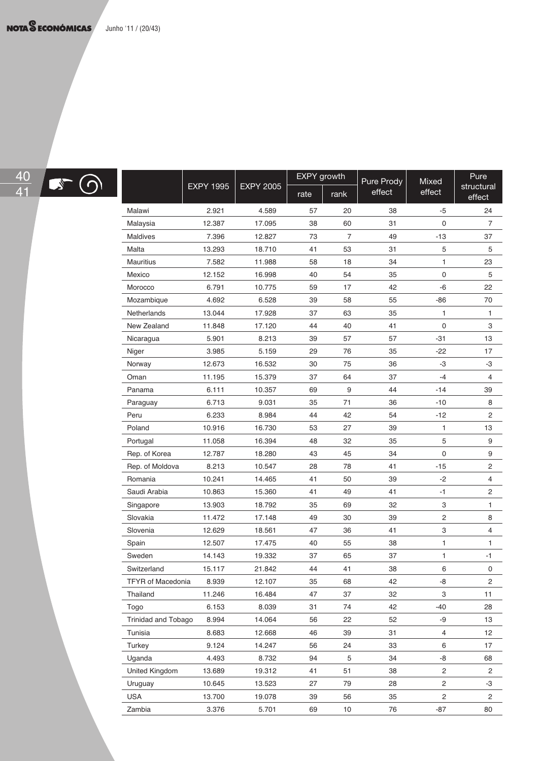| | EXPY 1995 | EXPY 2005 | EXPY growth | | Pure Prody effect | Mixed effect | Pure structural effect |
|---|---|---|---|---|---|---|---|
| | | | rate | rank | | | |
| Malawi | 2.921 | 4.589 | 57 | 20 | 38 | -5 | 24 |
| Malaysia | 12.387 | 17.095 | 38 | 60 | 31 | 0 | 7 |
| Maldives | 7.396 | 12.827 | 73 | 7 | 49 | -13 | 37 |
| Malta | 13.293 | 18.710 | 41 | 53 | 31 | 5 | 5 |
| Mauritius | 7.582 | 11.988 | 58 | 18 | 34 | 1 | 23 |
| Mexico | 12.152 | 16.998 | 40 | 54 | 35 | 0 | 5 |
| Morocco | 6.791 | 10.775 | 59 | 17 | 42 | -6 | 22 |
| Mozambique | 4.692 | 6.528 | 39 | 58 | 55 | -86 | 70 |
| Netherlands | 13.044 | 17.928 | 37 | 63 | 35 | 1 | 1 |
| New Zealand | 11.848 | 17.120 | 44 | 40 | 41 | 0 | 3 |
| Nicaragua | 5.901 | 8.213 | 39 | 57 | 57 | -31 | 13 |
| Niger | 3.985 | 5.159 | 29 | 76 | 35 | -22 | 17 |
| Norway | 12.673 | 16.532 | 30 | 75 | 36 | -3 | -3 |
| Oman | 11.195 | 15.379 | 37 | 64 | 37 | -4 | 4 |
| Panama | 6.111 | 10.357 | 69 | 9 | 44 | -14 | 39 |
| Paraguay | 6.713 | 9.031 | 35 | 71 | 36 | -10 | 8 |
| Peru | 6.233 | 8.984 | 44 | 42 | 54 | -12 | 2 |
| Poland | 10.916 | 16.730 | 53 | 27 | 39 | 1 | 13 |
| Portugal | 11.058 | 16.394 | 48 | 32 | 35 | 5 | 9 |
| Rep. of Korea | 12.787 | 18.280 | 43 | 45 | 34 | 0 | 9 |
| Rep. of Moldova | 8.213 | 10.547 | 28 | 78 | 41 | -15 | 2 |
| Romania | 10.241 | 14.465 | 41 | 50 | 39 | -2 | 4 |
| Saudi Arabia | 10.863 | 15.360 | 41 | 49 | 41 | -1 | 2 |
| Singapore | 13.903 | 18.792 | 35 | 69 | 32 | 3 | 1 |
| Slovakia | 11.472 | 17.148 | 49 | 30 | 39 | 2 | 8 |
| Slovenia | 12.629 | 18.561 | 47 | 36 | 41 | 3 | 4 |
| Spain | 12.507 | 17.475 | 40 | 55 | 38 | 1 | 1 |
| Sweden | 14.143 | 19.332 | 37 | 65 | 37 | 1 | -1 |
| Switzerland | 15.117 | 21.842 | 44 | 41 | 38 | 6 | 0 |
| TFYR of Macedonia | 8.939 | 12.107 | 35 | 68 | 42 | -8 | 2 |
| Thailand | 11.246 | 16.484 | 47 | 37 | 32 | 3 | 11 |
| Togo | 6.153 | 8.039 | 31 | 74 | 42 | -40 | 28 |
| Trinidad and Tobago | 8.994 | 14.064 | 56 | 22 | 52 | -9 | 13 |
| Tunisia | 8.683 | 12.668 | 46 | 39 | 31 | 4 | 12 |
| Turkey | 9.124 | 14.247 | 56 | 24 | 33 | 6 | 17 |
| Uganda | 4.493 | 8.732 | 94 | 5 | 34 | -8 | 68 |
| United Kingdom | 13.689 | 19.312 | 41 | 51 | 38 | 2 | 2 |
| Uruguay | 10.645 | 13.523 | 27 | 79 | 28 | 2 | -3 |
| USA | 13.700 | 19.078 | 39 | 56 | 35 | 2 | 2 |
| Zambia | 3.376 | 5.701 | 69 | 10 | 76 | -87 | 80 |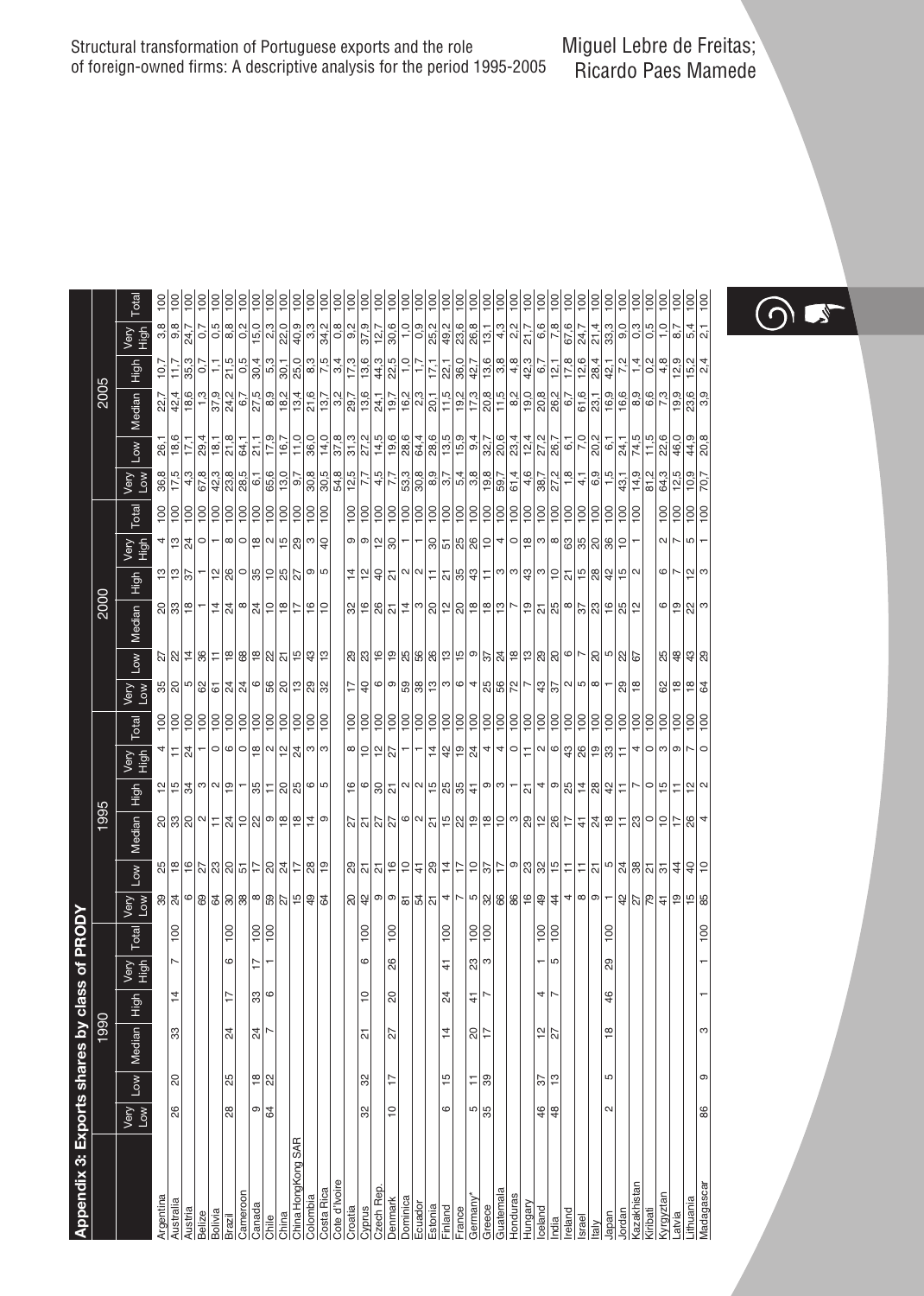## Appendix 3: Exports shares by class of PRODY

| | 1990 | | | | | | 1995 | | | | | | 2000 | | | | | | 2005 | | | | | |
|---|---|---|---|---|---|---|---|---|---|---|---|---|---|---|---|---|---|---|---|---|---|---|---|---|
| | Very Low | Low | Median | High | Very High | Total | Very Low | Low | Median | High | Very High | Total | Very Low | Low | Median | High | Very High | Total | Very Low | Low | Median | High | Very High | Total |
| Argentina | | | | | | | 39 | 25 | 20 | 12 | 4 | 100 | 35 | 27 | 20 | 13 | 4 | 100 | 36,8 | 26,1 | 22,7 | 10,7 | 3,8 | 100 |
| Australia | 26 | 20 | 33 | 14 | 7 | 100 | 24 | 18 | 33 | 15 | 11 | 100 | 20 | 22 | 33 | 13 | 13 | 100 | 17,5 | 18,6 | 42,4 | 11,7 | 9,8 | 100 |
| Austria | | | | | | | 6 | 16 | 20 | 34 | 24 | 100 | 5 | 14 | 18 | 37 | 24 | 100 | 4,3 | 17,1 | 18,6 | 35,3 | 24,7 | 100 |
| Belize | | | | | | | 69 | 27 | 2 | 3 | 1 | 100 | 62 | 36 | 1 | 1 | 0 | 100 | 67,8 | 29,4 | 1,3 | 0,7 | 0,7 | 100 |
| Bolivia | | | | | | | 64 | 23 | 11 | 2 | 0 | 100 | 61 | 11 | 14 | 12 | 1 | 100 | 42,3 | 18,1 | 37,9 | 1,1 | 0,5 | 100 |
| Brazil | 28 | 25 | 24 | 17 | 6 | 100 | 30 | 20 | 24 | 19 | 6 | 100 | 24 | 18 | 24 | 26 | 8 | 100 | 23,8 | 21,8 | 24,2 | 21,5 | 8,8 | 100 |
| Cameroon | | | | | | | 38 | 51 | 10 | 1 | 0 | 100 | 24 | 68 | 8 | 0 | 0 | 100 | 28,5 | 64,1 | 6,7 | 0,5 | 0,2 | 100 |
| Canada | 9 | 18 | 24 | 33 | 17 | 100 | 8 | 17 | 22 | 35 | 18 | 100 | 6 | 18 | 24 | 35 | 18 | 100 | 6,1 | 21,1 | 27,5 | 30,4 | 15,0 | 100 |
| Chile | 64 | 22 | 7 | 6 | 1 | 100 | 59 | 20 | 9 | 11 | 2 | 100 | 56 | 22 | 10 | 10 | 2 | 100 | 65,6 | 17,9 | 8,9 | 5,3 | 2,3 | 100 |
| China | | | | | | | 27 | 24 | 18 | 20 | 12 | 100 | 20 | 21 | 18 | 25 | 15 | 100 | 15,0 | 16,7 | 18,2 | 30,1 | 22,0 | 100 |
| China HongKong SAR | | | | | | | 15 | 17 | 18 | 25 | 24 | 100 | 13 | 15 | 17 | 27 | 29 | 100 | 9,7 | 11,0 | 13,4 | 25,0 | 40,9 | 100 |
| Colombia | | | | | | | 49 | 28 | 14 | 6 | 3 | 100 | 29 | 43 | 16 | 9 | 3 | 100 | 30,8 | 36,0 | 21,6 | 8,3 | 3,3 | 100 |
| Costa Rica | | | | | | | 64 | 19 | 9 | 5 | 3 | 100 | 32 | 13 | 10 | 5 | 40 | 100 | 30,5 | 14,0 | 13,7 | 7,5 | 34,2 | 100 |
| Cote d'Ivoire | | | | | | | | | | | | | | | | | | | 54,8 | 37,8 | 3,2 | 3,4 | 0,8 | 100 |
| Croatia | | | | | | | 20 | 29 | 27 | 16 | 8 | 100 | 17 | 29 | 32 | 14 | 9 | 100 | 12,5 | 31,3 | 29,7 | 17,3 | 9,2 | 100 |
| Cyprus | 32 | 32 | 21 | 10 | 6 | 100 | 42 | 21 | 21 | 6 | 10 | 100 | 40 | 23 | 16 | 12 | 9 | 100 | 7,7 | 27,2 | 13,6 | 13,6 | 37,9 | 100 |
| Czech Rep. | | | | | | | 9 | 21 | 27 | 30 | 12 | 100 | 6 | 16 | 26 | 40 | 12 | 100 | 4,5 | 14,5 | 24,1 | 44,3 | 12,7 | 100 |
| Denmark | 10 | 17 | 27 | 20 | 26 | 100 | 9 | 16 | 27 | 21 | 27 | 100 | 9 | 19 | 21 | 21 | 30 | 100 | 7,7 | 19,6 | 19,7 | 22,5 | 30,6 | 100 |
| Dominica | | | | | | | 81 | 10 | 6 | 2 | 1 | 100 | 59 | 25 | 14 | 2 | 1 | 100 | 53,3 | 28,6 | 16,2 | 1,0 | 1,0 | 100 |
| Ecuador | | | | | | | 54 | 41 | 2 | 2 | 1 | 100 | 38 | 56 | 3 | 2 | 1 | 100 | 30,8 | 64,4 | 2,3 | 1,7 | 0,9 | 100 |
| Estonia | | | | | | | 21 | 29 | 21 | 15 | 14 | 100 | 13 | 26 | 20 | 11 | 30 | 100 | 8,9 | 28,6 | 20,1 | 17,1 | 25,2 | 100 |
| Finland | 6 | 15 | 14 | 24 | 41 | 100 | 4 | 14 | 15 | 25 | 42 | 100 | 3 | 13 | 12 | 21 | 51 | 100 | 3,7 | 13,5 | 11,5 | 22,1 | 49,2 | 100 |
| France | | | | | | | 7 | 17 | 22 | 35 | 19 | 100 | 6 | 15 | 20 | 35 | 25 | 100 | 5,4 | 15,9 | 19,2 | 36,0 | 23,6 | 100 |
| Germany* | 5 | 11 | 20 | 41 | 23 | 100 | 5 | 10 | 19 | 41 | 24 | 100 | 4 | 9 | 18 | 43 | 26 | 100 | 3,8 | 9,4 | 17,3 | 42,7 | 26,8 | 100 |
| Greece | 35 | 39 | 17 | 7 | 3 | 100 | 32 | 37 | 18 | 9 | 4 | 100 | 25 | 37 | 18 | 11 | 10 | 100 | 19,8 | 32,7 | 20,8 | 13,6 | 13,1 | 100 |
| Guatemala | | | | | | | 66 | 17 | 10 | 3 | 4 | 100 | 56 | 24 | 13 | 3 | 4 | 100 | 59,7 | 20,6 | 11,5 | 3,8 | 4,3 | 100 |
| Honduras | | | | | | | 86 | 9 | 3 | 1 | 0 | 100 | 72 | 18 | 7 | 3 | 0 | 100 | 61,4 | 23,4 | 8,2 | 4,8 | 2,2 | 100 |
| Hungary | | | | | | | 16 | 23 | 29 | 21 | 11 | 100 | 7 | 13 | 19 | 43 | 18 | 100 | 4,6 | 12,4 | 19,0 | 42,3 | 21,7 | 100 |
| Iceland | 46 | 37 | 12 | 4 | 1 | 100 | 49 | 32 | 12 | 4 | 2 | 100 | 43 | 29 | 21 | 3 | 3 | 100 | 38,7 | 27,2 | 20,8 | 6,7 | 6,6 | 100 |
| India | 48 | 13 | 27 | 7 | 5 | 100 | 44 | 15 | 26 | 9 | 6 | 100 | 37 | 20 | 25 | 10 | 8 | 100 | 27,2 | 26,7 | 26,2 | 12,1 | 7,8 | 100 |
| Ireland | | | | | | | 4 | 11 | 17 | 25 | 43 | 100 | 2 | 6 | 8 | 21 | 63 | 100 | 1,8 | 6,1 | 6,7 | 17,8 | 67,6 | 100 |
| Israel | | | | | | | 8 | 11 | 41 | 14 | 26 | 100 | 5 | 7 | 37 | 15 | 35 | 100 | 4,1 | 7,0 | 61,6 | 12,6 | 24,7 | 100 |
| Italy | | | | | | | 9 | 21 | 24 | 28 | 19 | 100 | 8 | 20 | 23 | 28 | 20 | 100 | 6,9 | 20,2 | 23,1 | 28,4 | 21,4 | 100 |
| Japan | 2 | 5 | 18 | 46 | 29 | 100 | 1 | 5 | 18 | 42 | 33 | 100 | 1 | 5 | 16 | 42 | 36 | 100 | 1,5 | 6,1 | 16,9 | 42,1 | 33,3 | 100 |
| Jordan | | | | | | | 42 | 24 | 11 | 11 | 11 | 100 | 29 | 22 | 25 | 15 | 10 | 100 | 43,1 | 24,1 | 16,6 | 7,2 | 9,0 | 100 |
| Kazakhistan | | | | | | | 27 | 38 | 23 | 7 | 4 | 100 | 18 | 67 | 12 | 2 | 1 | 100 | 14,9 | 74,5 | 8,9 | 1,4 | 0,3 | 100 |
| Kiribati | | | | | | | 79 | 21 | 0 | 0 | 0 | 100 | | | | | | | 81,2 | 11,5 | 6,6 | 0,2 | 0,5 | 100 |
| Kyrgyztan | | | | | | | 41 | 31 | 10 | 15 | 3 | 100 | 62 | 25 | 6 | 6 | 2 | 100 | 64,3 | 22,6 | 7,3 | 4,8 | 1,0 | 100 |
| Latvia | | | | | | | 19 | 44 | 17 | 11 | 9 | 100 | 18 | 48 | 19 | 7 | 7 | 100 | 12,5 | 46,0 | 19,9 | 12,9 | 8,7 | 100 |
| Lithuania | | | | | | | 15 | 40 | 26 | 12 | 7 | 100 | 18 | 43 | 22 | 12 | 5 | 100 | 10,9 | 44,9 | 23,6 | 15,2 | 5,4 | 100 |
| Madagascar | 86 | 9 | 3 | 1 | 1 | 100 | 85 | 10 | 4 | 2 | 0 | 100 | 64 | 29 | 3 | 3 | 1 | 100 | 70,7 | 20,8 | 3,9 | 2,4 | 2,1 | 100 |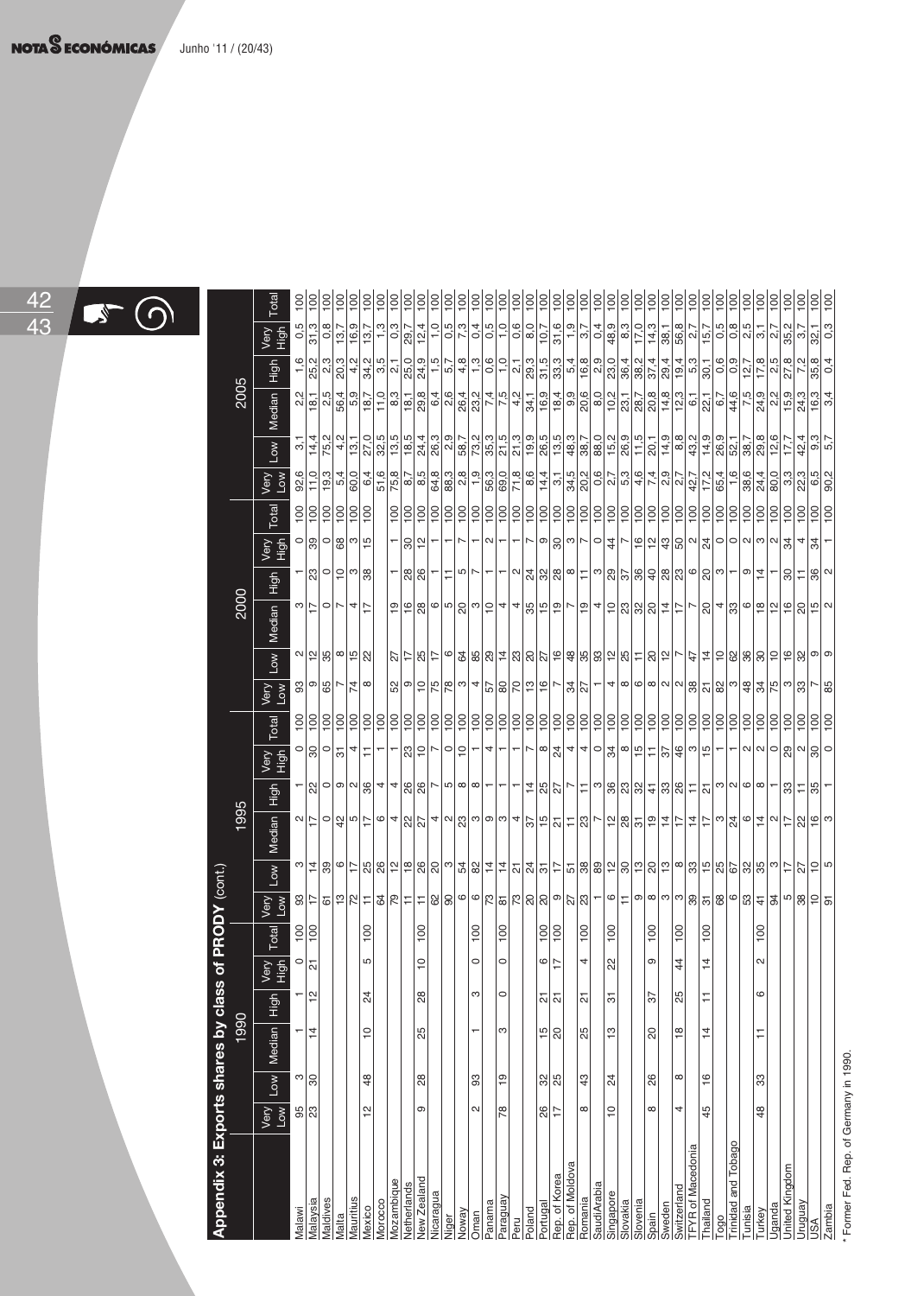## Appendix 3: Exports shares by class of PRODY (cont.)

| | 1990 | | | | | | 1995 | | | | | | 2000 | | | | | | 2005 | | | | | |
|---|---|---|---|---|---|---|---|---|---|---|---|---|---|---|---|---|---|---|---|---|---|---|---|---|
| | Very Low | Low | Median | High | Very High | Total | Very Low | Low | Median | High | Very High | Total | Very Low | Low | Median | High | Very High | Total | Very Low | Low | Median | High | Very High | Total |
| Malawi | 95 | 3 | 1 | 1 | 0 | 100 | 93 | 3 | 2 | 1 | 0 | 100 | 93 | 2 | 3 | 1 | 0 | 100 | 92,6 | 3,1 | 2,2 | 1,6 | 0,5 | 100 |
| Malaysia | 23 | 30 | 14 | 12 | 21 | 100 | 17 | 14 | 17 | 22 | 30 | 100 | 9 | 12 | 17 | 23 | 39 | 100 | 11,0 | 14,4 | 18,1 | 25,2 | 31,3 | 100 |
| Maldives | | | | | | | 61 | 39 | 0 | 0 | 0 | 100 | 65 | 35 | 0 | 0 | 0 | 100 | 19,3 | 75,2 | 2,5 | 2,3 | 0,8 | 100 |
| Malta | | | | | | | 13 | 6 | 42 | 9 | 31 | 100 | 7 | 8 | 7 | 10 | 68 | 100 | 5,4 | 4,2 | 56,4 | 20,3 | 13,7 | 100 |
| Mauritius | | | | | | | 72 | 17 | 5 | 2 | 4 | 100 | 74 | 15 | 4 | 3 | 3 | 100 | 60,0 | 13,1 | 5,9 | 4,2 | 16,9 | 100 |
| Mexico | 12 | 48 | 10 | 24 | 5 | 100 | 11 | 25 | 17 | 36 | 11 | 100 | 8 | 22 | 17 | 38 | 15 | 100 | 6,4 | 27,0 | 18,7 | 34,2 | 13,7 | 100 |
| Morocco | | | | | | | 64 | 26 | 6 | 4 | 1 | 100 | | | | | | | 51,6 | 32,5 | 11,0 | 3,5 | 1,3 | 100 |
| Mozambique | | | | | | | 79 | 12 | 4 | 4 | 1 | 100 | 52 | 27 | 19 | 1 | 1 | 100 | 75,8 | 13,5 | 8,3 | 2,1 | 0,3 | 100 |
| Netherlands | | | | | | | 11 | 18 | 22 | 26 | 23 | 100 | 9 | 17 | 16 | 28 | 30 | 100 | 8,7 | 18,5 | 18,1 | 25,0 | 29,7 | 100 |
| New Zealand | 9 | 28 | 25 | 28 | 10 | 100 | 11 | 26 | 27 | 26 | 10 | 100 | 10 | 25 | 28 | 26 | 12 | 100 | 8,5 | 24,4 | 29,8 | 24,9 | 12,4 | 100 |
| Nicaragua | | | | | | | 62 | 20 | 4 | 7 | 7 | 100 | 75 | 17 | 6 | 1 | 1 | 100 | 64,8 | 26,3 | 6,4 | 1,5 | 1,0 | 100 |
| Niger | | | | | | | 90 | 3 | 2 | 5 | 0 | 100 | 78 | 6 | 5 | 11 | 1 | 100 | 88,3 | 2,9 | 2,6 | 5,7 | 0,5 | 100 |
| Noway | | | | | | | 6 | 54 | 23 | 8 | 10 | 100 | 3 | 64 | 20 | 5 | 7 | 100 | 2,8 | 58,7 | 26,4 | 4,8 | 7,3 | 100 |
| Oman | 2 | 93 | 1 | 3 | 0 | 100 | 6 | 82 | 3 | 8 | 1 | 100 | 4 | 85 | 3 | 7 | 1 | 100 | 1,9 | 73,2 | 23,2 | 1,3 | 0,4 | 100 |
| Panama | | | | | | | 73 | 14 | 9 | 1 | 4 | 100 | 57 | 29 | 10 | 1 | 2 | 100 | 56,3 | 35,3 | 7,4 | 0,6 | 0,5 | 100 |
| Paraguay | 78 | 19 | 3 | 0 | 0 | 100 | 81 | 14 | 3 | 1 | 1 | 100 | 80 | 14 | 4 | 1 | 1 | 100 | 69,0 | 21,5 | 7,5 | 1,0 | 1,0 | 100 |
| Peru | | | | | | | 73 | 21 | 4 | 1 | 1 | 100 | 70 | 23 | 4 | 2 | 1 | 100 | 71,8 | 21,3 | 4,2 | 2,1 | 0,6 | 100 |
| Poland | | | | | | | 20 | 24 | 37 | 14 | 7 | 100 | 13 | 20 | 35 | 24 | 7 | 100 | 8,6 | 19,9 | 34,1 | 29,3 | 8,0 | 100 |
| Portugal | 26 | 32 | 15 | 21 | 6 | 100 | 20 | 31 | 15 | 25 | 8 | 100 | 16 | 27 | 15 | 32 | 9 | 100 | 14,4 | 26,5 | 16,9 | 31,5 | 10,7 | 100 |
| Rep. of Korea | 17 | 25 | 20 | 21 | 17 | 100 | 9 | 17 | 21 | 27 | 24 | 100 | 7 | 16 | 19 | 28 | 30 | 100 | 3,1 | 13,5 | 18,4 | 33,3 | 31,6 | 100 |
| Rep. of Moldova | | | | | | | 27 | 51 | 11 | 7 | 4 | 100 | 34 | 48 | 7 | 8 | 3 | 100 | 34,5 | 48,3 | 9,9 | 5,4 | 1,9 | 100 |
| Romania | 8 | 43 | 25 | 21 | 4 | 100 | 23 | 38 | 23 | 11 | 4 | 100 | 27 | 35 | 19 | 11 | 7 | 100 | 20,2 | 38,7 | 20,6 | 16,8 | 3,7 | 100 |
| Saudi Arabia | | | | | | | 1 | 89 | 7 | 3 | 0 | 100 | 1 | 93 | 4 | 3 | 0 | 100 | 0,6 | 88,0 | 8,0 | 2,9 | 0,4 | 100 |
| Singapore | 10 | 24 | 13 | 31 | 22 | 100 | 6 | 12 | 12 | 36 | 34 | 100 | 4 | 12 | 10 | 29 | 44 | 100 | 2,7 | 15,2 | 10,2 | 23,0 | 48,9 | 100 |
| Slovakia | | | | | | | 11 | 30 | 28 | 23 | 8 | 100 | 8 | 25 | 23 | 37 | 7 | 100 | 5,3 | 26,9 | 23,1 | 36,4 | 8,3 | 100 |
| Slovenia | | | | | | | 9 | 13 | 31 | 32 | 15 | 100 | 6 | 11 | 32 | 36 | 16 | 100 | 4,6 | 11,5 | 28,7 | 38,2 | 17,0 | 100 |
| Spain | 8 | 26 | 20 | 37 | 9 | 100 | 8 | 20 | 19 | 41 | 11 | 100 | 8 | 20 | 20 | 40 | 12 | 100 | 7,4 | 20,1 | 20,8 | 37,4 | 14,3 | 100 |
| Sweden | | | | | | | 3 | 13 | 14 | 33 | 37 | 100 | 2 | 12 | 14 | 28 | 43 | 100 | 2,9 | 14,9 | 14,8 | 29,4 | 38,1 | 100 |
| Switzerland | 4 | 8 | 18 | 25 | 44 | 100 | 3 | 8 | 17 | 26 | 46 | 100 | 2 | 7 | 17 | 23 | 50 | 100 | 2,7 | 8,8 | 12,3 | 19,4 | 56,8 | 100 |
| TFYR of Macedonia | | | | | | | 39 | 33 | 14 | 11 | 3 | 100 | 38 | 47 | 7 | 6 | 2 | 100 | 42,7 | 43,2 | 6,1 | 5,3 | 2,7 | 100 |
| Thailand | 45 | 16 | 14 | 11 | 14 | 100 | 31 | 15 | 17 | 21 | 15 | 100 | 21 | 14 | 20 | 20 | 24 | 100 | 17,2 | 14,9 | 22,1 | 30,1 | 15,7 | 100 |
| Togo | | | | | | | 68 | 25 | 3 | 3 | 1 | 100 | 82 | 10 | 4 | 3 | 0 | 100 | 65,4 | 26,9 | 6,7 | 0,6 | 0,5 | 100 |
| Trinidad and Tobago | | | | | | | 6 | 67 | 24 | 2 | 1 | 100 | 3 | 62 | 33 | 1 | 0 | 100 | 1,6 | 52,1 | 44,6 | 0,9 | 0,8 | 100 |
| Tunisia | | | | | | | 53 | 32 | 6 | 6 | 2 | 100 | 48 | 36 | 6 | 9 | 2 | 100 | 38,6 | 38,7 | 7,5 | 12,7 | 2,5 | 100 |
| Turkey | 48 | 33 | 11 | 6 | 2 | 100 | 41 | 35 | 14 | 8 | 2 | 100 | 34 | 30 | 18 | 14 | 3 | 100 | 24,4 | 29,8 | 24,9 | 17,8 | 3,1 | 100 |
| Uganda | | | | | | | 94 | 3 | 2 | 1 | 0 | 100 | 75 | 10 | 12 | 1 | 1 | 100 | 80,0 | 12,6 | 2,2 | 2,5 | 2,7 | 100 |
| United Kingdom | | | | | | | 5 | 17 | 17 | 33 | 29 | 100 | 3 | 16 | 16 | 30 | 34 | 100 | 3,3 | 17,7 | 15,9 | 27,8 | 35,2 | 100 |
| Uruguay | | | | | | | 38 | 27 | 22 | 11 | 2 | 100 | 33 | 32 | 20 | 11 | 4 | 100 | 22,3 | 42,4 | 24,3 | 7,3 | 3,7 | 100 |
| USA | | | | | | | 10 | 10 | 16 | 35 | 30 | 100 | 7 | 9 | 15 | 36 | 34 | 100 | 6,5 | 9,3 | 16,3 | 35,8 | 32,1 | 100 |
| Zambia | | | | | | | 91 | 5 | 3 | 1 | 0 | 100 | 85 | 9 | 2 | 2 | 1 | 100 | 90,2 | 5,7 | 3,4 | 0,4 | 0,3 | 100 |

\* Former Fed. Rep. of Germany in 1990.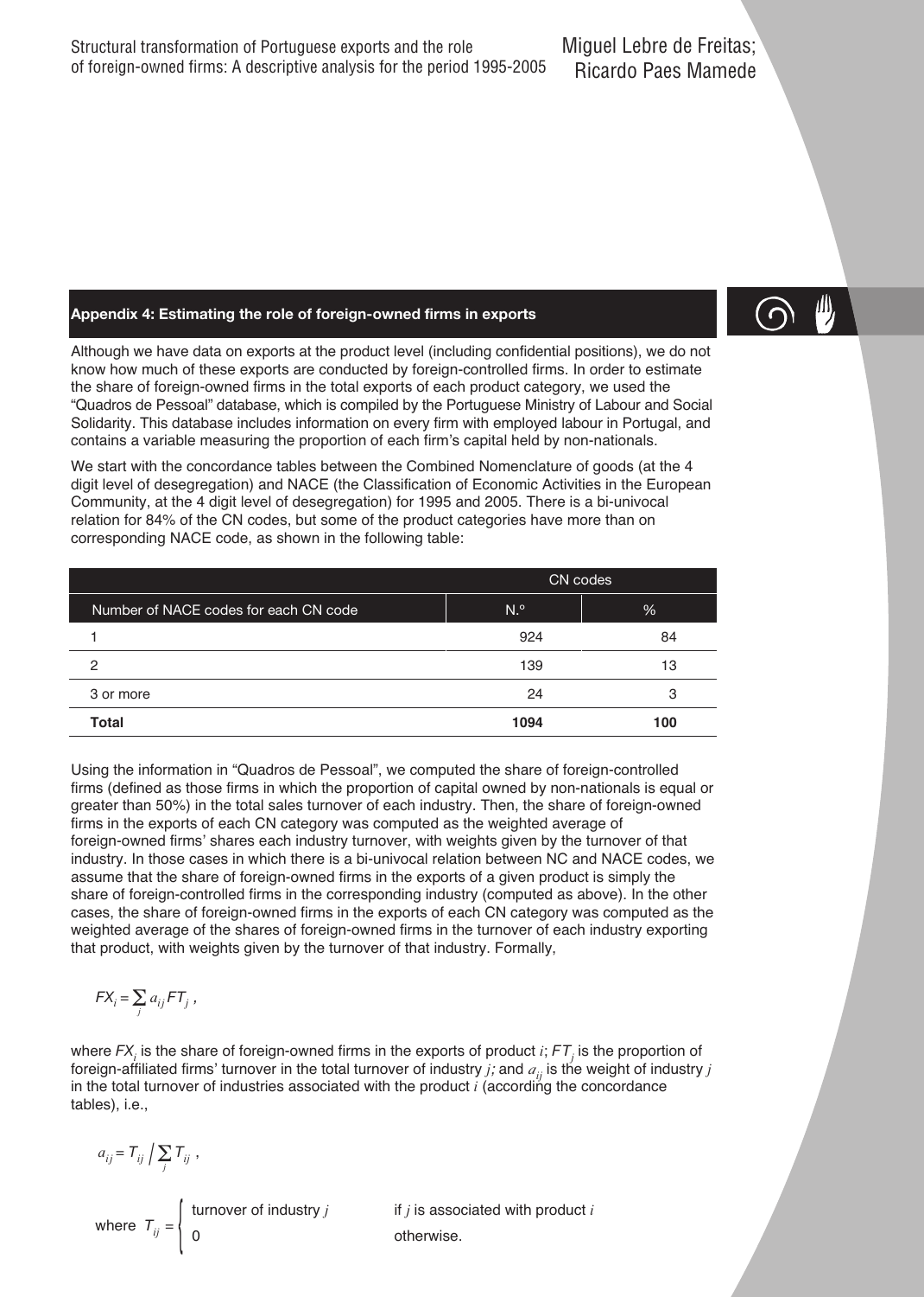## Appendix 4: Estimating the role of foreign-owned firms in exports

Although we have data on exports at the product level (including confidential positions), we do not know how much of these exports are conducted by foreign-controlled firms. In order to estimate the share of foreign-owned firms in the total exports of each product category, we used the "Quadros de Pessoal" database, which is compiled by the Portuguese Ministry of Labour and Social Solidarity. This database includes information on every firm with employed labour in Portugal, and contains a variable measuring the proportion of each firm's capital held by non-nationals.

We start with the concordance tables between the Combined Nomenclature of goods (at the 4 digit level of desegregation) and NACE (the Classification of Economic Activities in the European Community, at the 4 digit level of desegregation) for 1995 and 2005. There is a bi-univocal relation for 84% of the CN codes, but some of the product categories have more than on corresponding NACE code, as shown in the following table:

| | CN codes | |
|---|---|---|
| Number of NACE codes for each CN code | N.º | % |
| 1 | 924 | 84 |
| 2 | 139 | 13 |
| 3 or more | 24 | 3 |
| **Total** | **1094** | **100** |

Using the information in "Quadros de Pessoal", we computed the share of foreign-controlled firms (defined as those firms in which the proportion of capital owned by non-nationals is equal or greater than 50%) in the total sales turnover of each industry. Then, the share of foreign-owned firms in the exports of each CN category was computed as the weighted average of foreign-owned firms' shares each industry turnover, with weights given by the turnover of that industry. In those cases in which there is a bi-univocal relation between NC and NACE codes, we assume that the share of foreign-owned firms in the exports of a given product is simply the share of foreign-controlled firms in the corresponding industry (computed as above). In the other cases, the share of foreign-owned firms in the exports of each CN category was computed as the weighted average of the shares of foreign-owned firms in the turnover of each industry exporting that product, with weights given by the turnover of that industry. Formally,

$$FX_i = \sum_j a_{ij} FT_j \, ,$$

where $FX_i$ is the share of foreign-owned firms in the exports of product $i$; $FT_j$ is the proportion of foreign-affiliated firms' turnover in the total turnover of industry $j$; and $a_{ij}$ is the weight of industry $j$ in the total turnover of industries associated with the product $i$ (according the concordance tables), i.e.,

$$a_{ij} = T_{ij} \Big/ \sum_j T_{ij} \, ,$$

$$\text{where } T_{ij} = \begin{cases} \text{turnover of industry } j & \text{if } j \text{ is associated with product } i \\ 0 & \text{otherwise.} \end{cases}$$